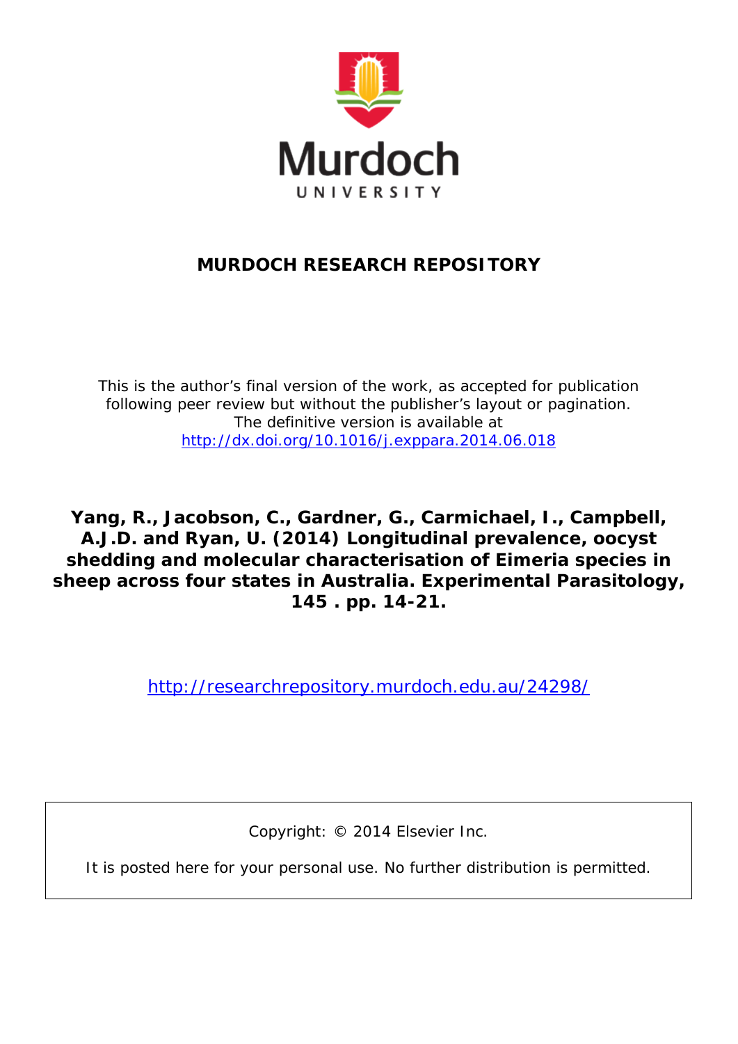Murdoch UNIVERSITY

**MURDOCH RESEARCH REPOSITORY**

This is the author's final version of the work, as accepted for publication following peer review but without the publisher's layout or pagination.
The definitive version is available at
http://dx.doi.org/10.1016/j.exppara.2014.06.018

**Yang, R., Jacobson, C., Gardner, G., Carmichael, I., Campbell, A.J.D. and Ryan, U. (2014) Longitudinal prevalence, oocyst shedding and molecular characterisation of Eimeria species in sheep across four states in Australia. Experimental Parasitology, 145 . pp. 14-21.**

http://researchrepository.murdoch.edu.au/24298/

Copyright: © 2014 Elsevier Inc.

It is posted here for your personal use. No further distribution is permitted.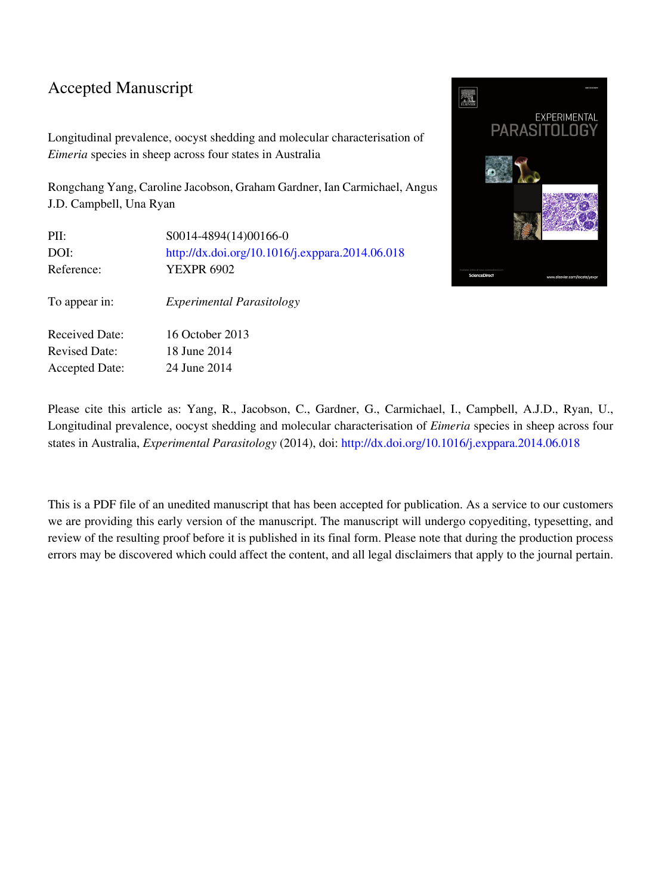# Accepted Manuscript

Longitudinal prevalence, oocyst shedding and molecular characterisation of *Eimeria* species in sheep across four states in Australia

Rongchang Yang, Caroline Jacobson, Graham Gardner, Ian Carmichael, Angus J.D. Campbell, Una Ryan

| | |
|---|---|
| PII: | S0014-4894(14)00166-0 |
| DOI: | http://dx.doi.org/10.1016/j.exppara.2014.06.018 |
| Reference: | YEXPR 6902 |
| To appear in: | *Experimental Parasitology* |
| Received Date: | 16 October 2013 |
| Revised Date: | 18 June 2014 |
| Accepted Date: | 24 June 2014 |

Please cite this article as: Yang, R., Jacobson, C., Gardner, G., Carmichael, I., Campbell, A.J.D., Ryan, U., Longitudinal prevalence, oocyst shedding and molecular characterisation of *Eimeria* species in sheep across four states in Australia, *Experimental Parasitology* (2014), doi: http://dx.doi.org/10.1016/j.exppara.2014.06.018

This is a PDF file of an unedited manuscript that has been accepted for publication. As a service to our customers we are providing this early version of the manuscript. The manuscript will undergo copyediting, typesetting, and review of the resulting proof before it is published in its final form. Please note that during the production process errors may be discovered which could affect the content, and all legal disclaimers that apply to the journal pertain.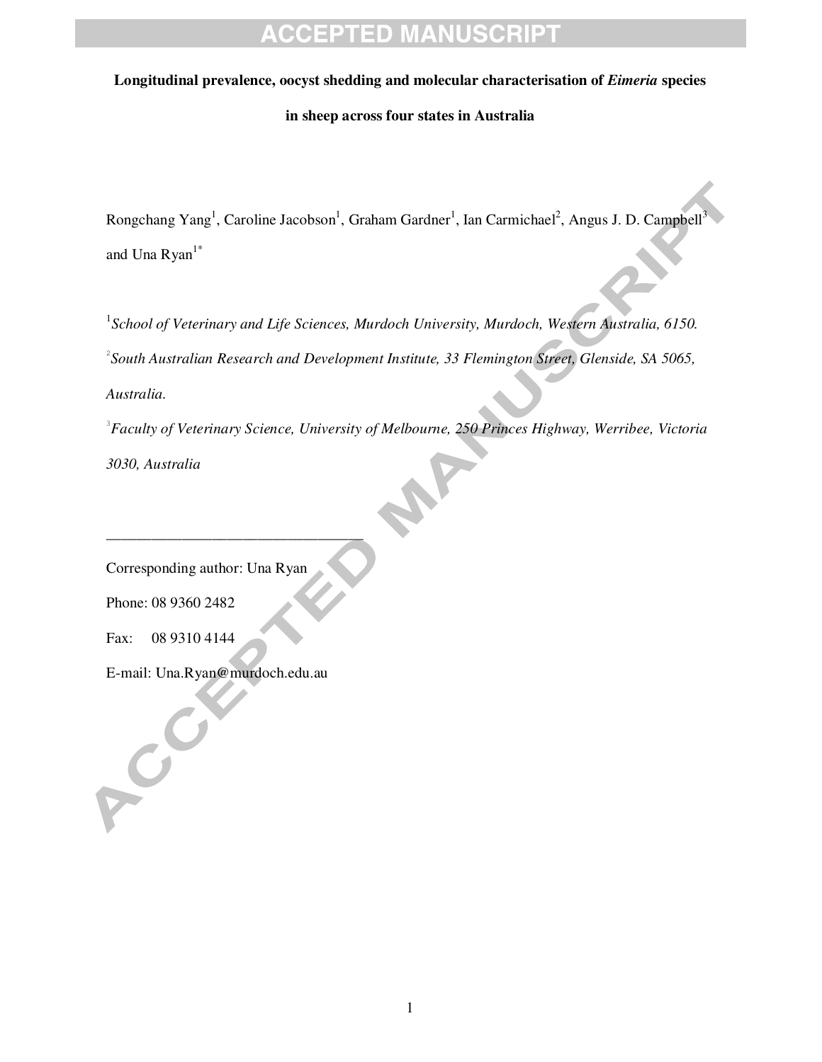**Longitudinal prevalence, oocyst shedding and molecular characterisation of *Eimeria* species in sheep across four states in Australia**

Rongchang Yang[1], Caroline Jacobson[1], Graham Gardner[1], Ian Carmichael[2], Angus J. D. Campbell[3] and Una Ryan[1*]

[1]*School of Veterinary and Life Sciences, Murdoch University, Murdoch, Western Australia, 6150.*

[2]*South Australian Research and Development Institute, 33 Flemington Street, Glenside, SA 5065, Australia.*

[3]*Faculty of Veterinary Science, University of Melbourne, 250 Princes Highway, Werribee, Victoria 3030, Australia*

---

Corresponding author: Una Ryan

Phone: 08 9360 2482

Fax: 08 9310 4144

E-mail: Una.Ryan@murdoch.edu.au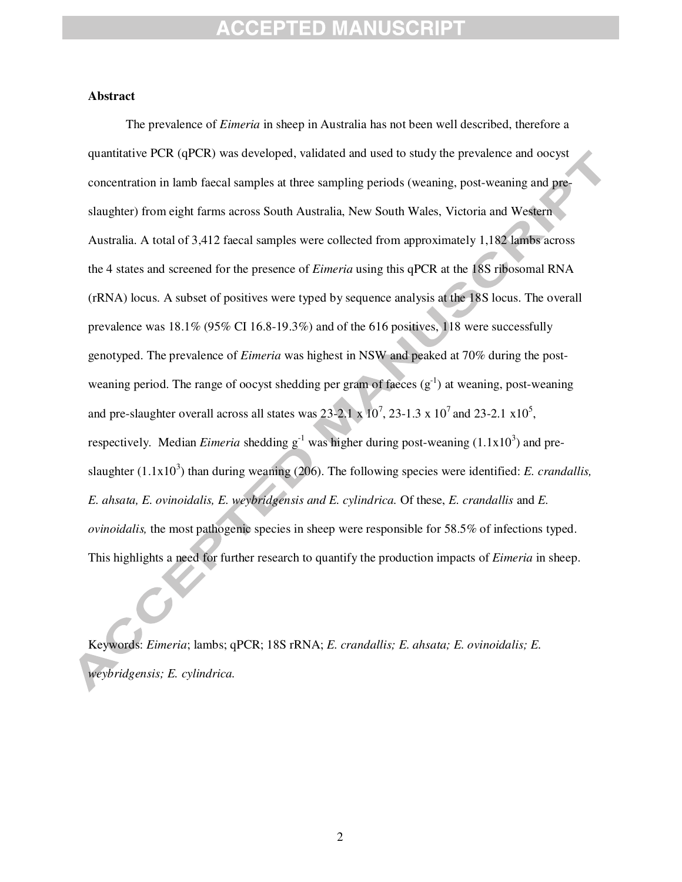## Abstract

The prevalence of *Eimeria* in sheep in Australia has not been well described, therefore a quantitative PCR (qPCR) was developed, validated and used to study the prevalence and oocyst concentration in lamb faecal samples at three sampling periods (weaning, post-weaning and pre-slaughter) from eight farms across South Australia, New South Wales, Victoria and Western Australia. A total of 3,412 faecal samples were collected from approximately 1,182 lambs across the 4 states and screened for the presence of *Eimeria* using this qPCR at the 18S ribosomal RNA (rRNA) locus. A subset of positives were typed by sequence analysis at the 18S locus. The overall prevalence was 18.1% (95% CI 16.8-19.3%) and of the 616 positives, 118 were successfully genotyped. The prevalence of *Eimeria* was highest in NSW and peaked at 70% during the post-weaning period. The range of oocyst shedding per gram of faeces ($g^{-1}$) at weaning, post-weaning and pre-slaughter overall across all states was 23-2.1 x $10^7$, 23-1.3 x $10^7$ and 23-2.1 x$10^5$, respectively. Median *Eimeria* shedding $g^{-1}$ was higher during post-weaning (1.1x$10^3$) and pre-slaughter (1.1x$10^3$) than during weaning (206). The following species were identified: *E. crandallis, E. ahsata, E. ovinoidalis, E. weybridgensis and E. cylindrica.* Of these, *E. crandallis* and *E. ovinoidalis,* the most pathogenic species in sheep were responsible for 58.5% of infections typed. This highlights a need for further research to quantify the production impacts of *Eimeria* in sheep.

Keywords: *Eimeria*; lambs; qPCR; 18S rRNA; *E. crandallis; E. ahsata; E. ovinoidalis; E. weybridgensis; E. cylindrica.*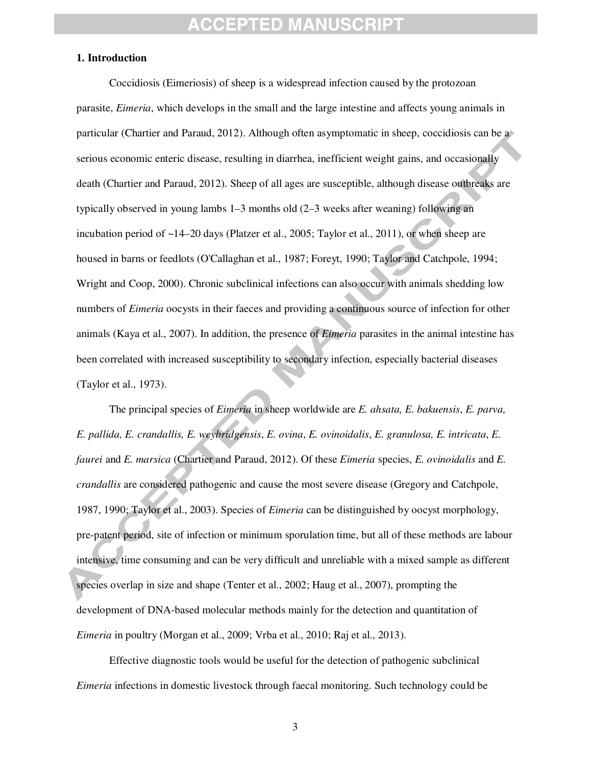## 1. Introduction

Coccidiosis (Eimeriosis) of sheep is a widespread infection caused by the protozoan parasite, *Eimeria*, which develops in the small and the large intestine and affects young animals in particular (Chartier and Paraud, 2012). Although often asymptomatic in sheep, coccidiosis can be a serious economic enteric disease, resulting in diarrhea, inefficient weight gains, and occasionally death (Chartier and Paraud, 2012). Sheep of all ages are susceptible, although disease outbreaks are typically observed in young lambs 1–3 months old (2–3 weeks after weaning) following an incubation period of ~14–20 days (Platzer et al., 2005; Taylor et al., 2011), or when sheep are housed in barns or feedlots (O'Callaghan et al., 1987; Foreyt, 1990; Taylor and Catchpole, 1994; Wright and Coop, 2000). Chronic subclinical infections can also occur with animals shedding low numbers of *Eimeria* oocysts in their faeces and providing a continuous source of infection for other animals (Kaya et al., 2007). In addition, the presence of *Eimeria* parasites in the animal intestine has been correlated with increased susceptibility to secondary infection, especially bacterial diseases (Taylor et al., 1973).

The principal species of *Eimeria* in sheep worldwide are *E. ahsata, E. bakuensis*, *E. parva, E. pallida, E. crandallis, E. weybridgensis*, *E. ovina*, *E. ovinoidalis*, *E. granulosa, E. intricata*, *E. faurei* and *E. marsica* (Chartier and Paraud, 2012). Of these *Eimeria* species, *E. ovinoidalis* and *E. crandallis* are considered pathogenic and cause the most severe disease (Gregory and Catchpole, 1987, 1990; Taylor et al., 2003). Species of *Eimeria* can be distinguished by oocyst morphology, pre-patent period, site of infection or minimum sporulation time, but all of these methods are labour intensive, time consuming and can be very difficult and unreliable with a mixed sample as different species overlap in size and shape (Tenter et al., 2002; Haug et al., 2007), prompting the development of DNA-based molecular methods mainly for the detection and quantitation of *Eimeria* in poultry (Morgan et al., 2009; Vrba et al., 2010; Raj et al., 2013).

Effective diagnostic tools would be useful for the detection of pathogenic subclinical *Eimeria* infections in domestic livestock through faecal monitoring. Such technology could be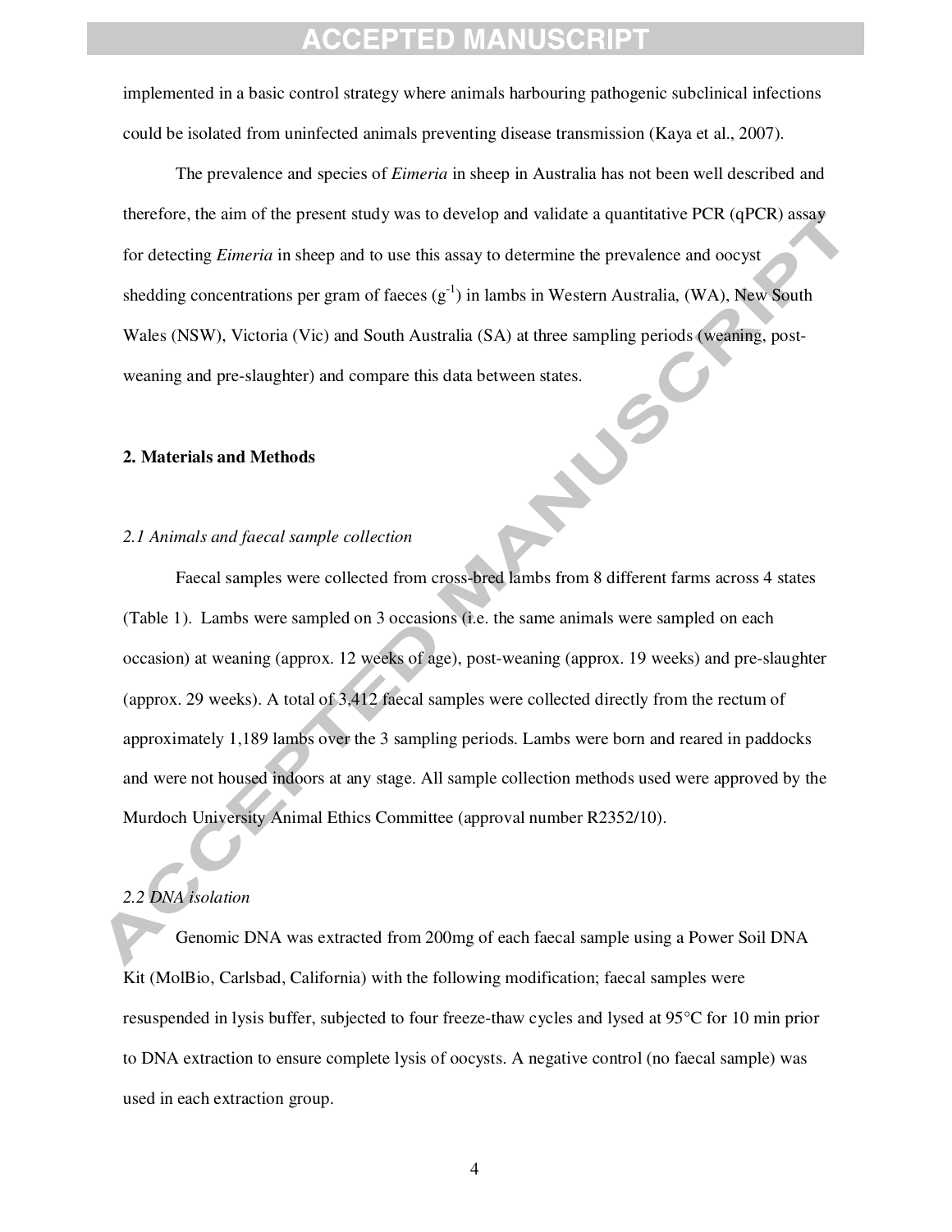implemented in a basic control strategy where animals harbouring pathogenic subclinical infections could be isolated from uninfected animals preventing disease transmission (Kaya et al., 2007).

The prevalence and species of *Eimeria* in sheep in Australia has not been well described and therefore, the aim of the present study was to develop and validate a quantitative PCR (qPCR) assay for detecting *Eimeria* in sheep and to use this assay to determine the prevalence and oocyst shedding concentrations per gram of faeces ($g^{-1}$) in lambs in Western Australia, (WA), New South Wales (NSW), Victoria (Vic) and South Australia (SA) at three sampling periods (weaning, post-weaning and pre-slaughter) and compare this data between states.

## 2. Materials and Methods

### *2.1 Animals and faecal sample collection*

Faecal samples were collected from cross-bred lambs from 8 different farms across 4 states (Table 1). Lambs were sampled on 3 occasions (i.e. the same animals were sampled on each occasion) at weaning (approx. 12 weeks of age), post-weaning (approx. 19 weeks) and pre-slaughter (approx. 29 weeks). A total of 3,412 faecal samples were collected directly from the rectum of approximately 1,189 lambs over the 3 sampling periods. Lambs were born and reared in paddocks and were not housed indoors at any stage. All sample collection methods used were approved by the Murdoch University Animal Ethics Committee (approval number R2352/10).

### *2.2 DNA isolation*

Genomic DNA was extracted from 200mg of each faecal sample using a Power Soil DNA Kit (MolBio, Carlsbad, California) with the following modification; faecal samples were resuspended in lysis buffer, subjected to four freeze-thaw cycles and lysed at 95°C for 10 min prior to DNA extraction to ensure complete lysis of oocysts. A negative control (no faecal sample) was used in each extraction group.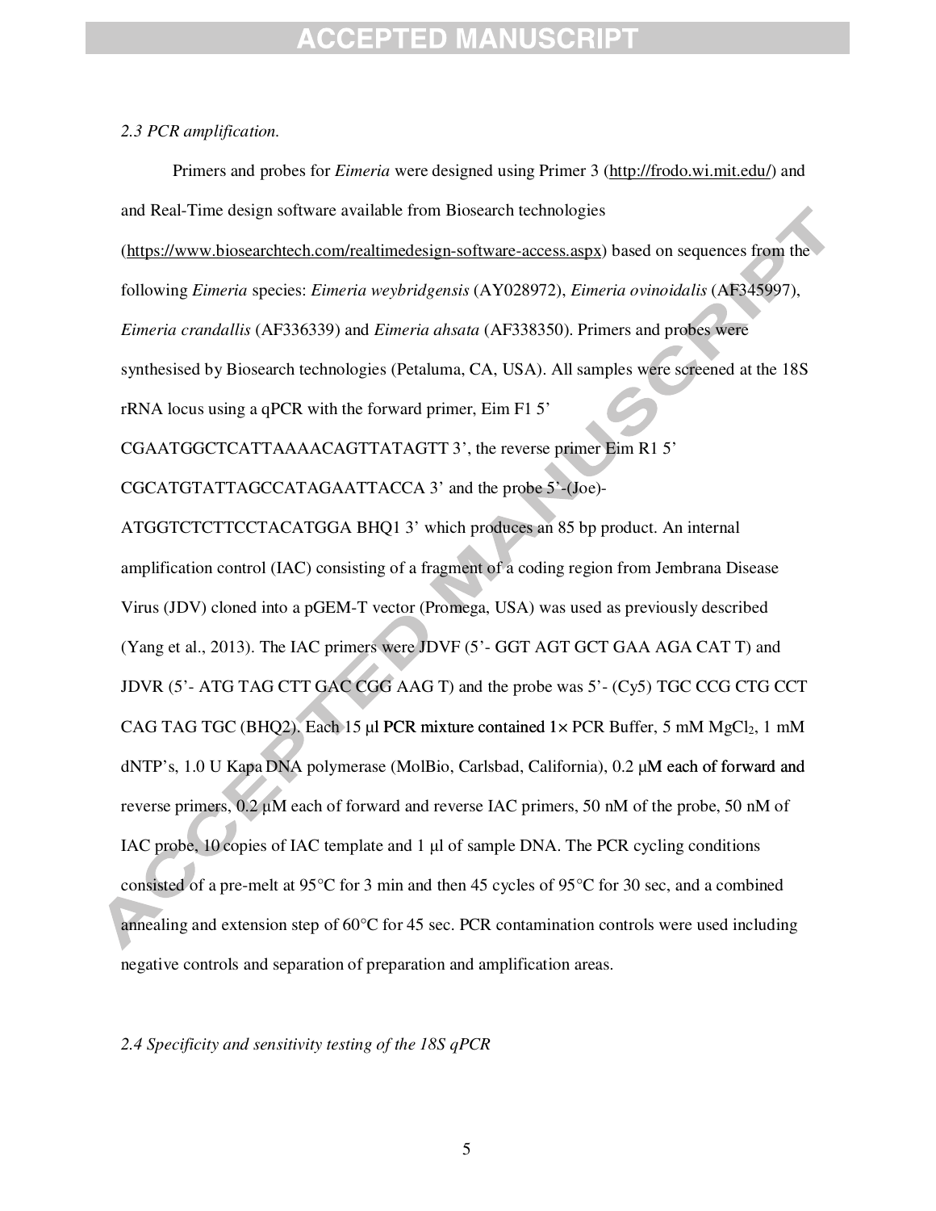*2.3 PCR amplification.*

Primers and probes for *Eimeria* were designed using Primer 3 (http://frodo.wi.mit.edu/) and and Real-Time design software available from Biosearch technologies (https://www.biosearchtech.com/realtimedesign-software-access.aspx) based on sequences from the following *Eimeria* species: *Eimeria weybridgensis* (AY028972), *Eimeria ovinoidalis* (AF345997), *Eimeria crandallis* (AF336339) and *Eimeria ahsata* (AF338350). Primers and probes were synthesised by Biosearch technologies (Petaluma, CA, USA). All samples were screened at the 18S rRNA locus using a qPCR with the forward primer, Eim F1 5' CGAATGGCTCATTAAAACAGTTATAGTT 3', the reverse primer Eim R1 5' CGCATGTATTAGCCATAGAATTACCA 3' and the probe 5'-(Joe)-ATGGTCTCTTCCTACATGGA BHQ1 3' which produces an 85 bp product. An internal amplification control (IAC) consisting of a fragment of a coding region from Jembrana Disease Virus (JDV) cloned into a pGEM-T vector (Promega, USA) was used as previously described (Yang et al., 2013). The IAC primers were JDVF (5'- GGT AGT GCT GAA AGA CAT T) and JDVR (5'- ATG TAG CTT GAC CGG AAG T) and the probe was 5'- (Cy5) TGC CCG CTG CCT CAG TAG TGC (BHQ2). Each 15 µl PCR mixture contained 1× PCR Buffer, 5 mM $MgCl_2$, 1 mM dNTP's, 1.0 U Kapa DNA polymerase (MolBio, Carlsbad, California), 0.2 µM each of forward and reverse primers, 0.2 µM each of forward and reverse IAC primers, 50 nM of the probe, 50 nM of IAC probe, 10 copies of IAC template and 1 µl of sample DNA. The PCR cycling conditions consisted of a pre-melt at 95°C for 3 min and then 45 cycles of 95°C for 30 sec, and a combined annealing and extension step of 60°C for 45 sec. PCR contamination controls were used including negative controls and separation of preparation and amplification areas.

*2.4 Specificity and sensitivity testing of the 18S qPCR*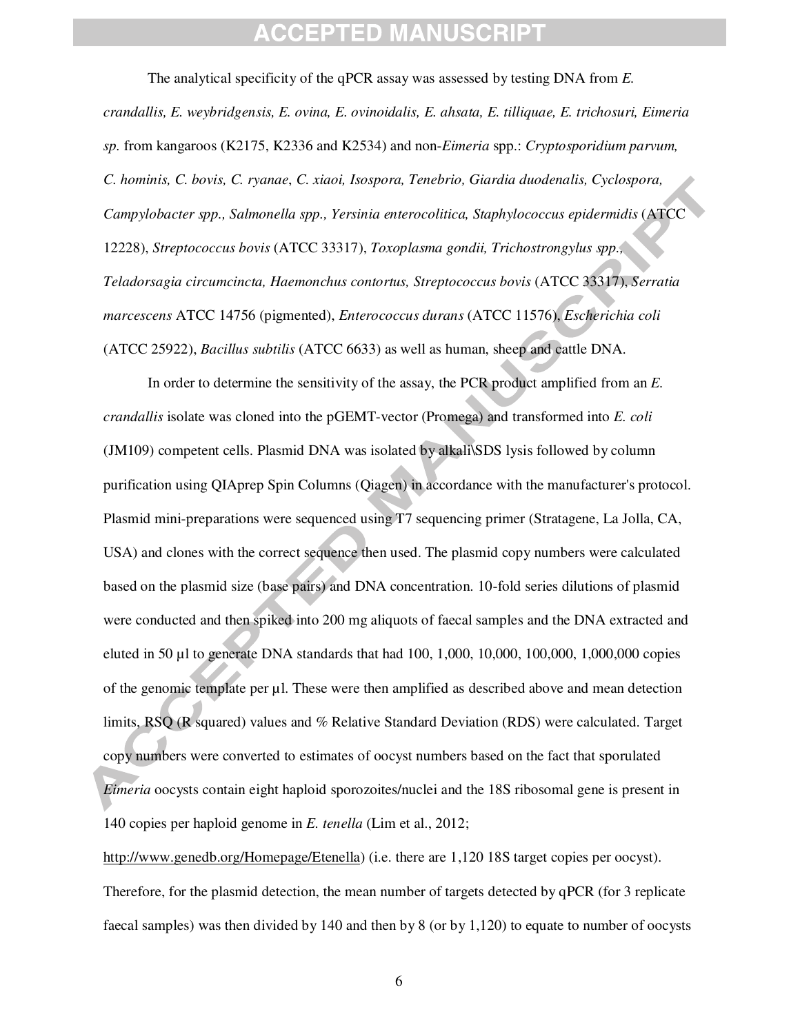The analytical specificity of the qPCR assay was assessed by testing DNA from *E. crandallis, E. weybridgensis, E. ovina, E. ovinoidalis, E. ahsata, E. tilliquae, E. trichosuri, Eimeria sp.* from kangaroos (K2175, K2336 and K2534) and non-*Eimeria* spp.: *Cryptosporidium parvum, C. hominis, C. bovis, C. ryanae*, *C. xiaoi, Isospora, Tenebrio, Giardia duodenalis, Cyclospora, Campylobacter spp., Salmonella spp., Yersinia enterocolitica, Staphylococcus epidermidis* (ATCC 12228), *Streptococcus bovis* (ATCC 33317), *Toxoplasma gondii, Trichostrongylus spp., Teladorsagia circumcincta, Haemonchus contortus, Streptococcus bovis* (ATCC 33317), *Serratia marcescens* ATCC 14756 (pigmented), *Enterococcus durans* (ATCC 11576), *Escherichia coli* (ATCC 25922), *Bacillus subtilis* (ATCC 6633) as well as human, sheep and cattle DNA.

In order to determine the sensitivity of the assay, the PCR product amplified from an *E. crandallis* isolate was cloned into the pGEMT-vector (Promega) and transformed into *E. coli* (JM109) competent cells. Plasmid DNA was isolated by alkali\SDS lysis followed by column purification using QIAprep Spin Columns (Qiagen) in accordance with the manufacturer's protocol. Plasmid mini-preparations were sequenced using T7 sequencing primer (Stratagene, La Jolla, CA, USA) and clones with the correct sequence then used. The plasmid copy numbers were calculated based on the plasmid size (base pairs) and DNA concentration. 10-fold series dilutions of plasmid were conducted and then spiked into 200 mg aliquots of faecal samples and the DNA extracted and eluted in 50 µl to generate DNA standards that had 100, 1,000, 10,000, 100,000, 1,000,000 copies of the genomic template per µl. These were then amplified as described above and mean detection limits, RSQ (R squared) values and % Relative Standard Deviation (RDS) were calculated. Target copy numbers were converted to estimates of oocyst numbers based on the fact that sporulated *Eimeria* oocysts contain eight haploid sporozoites/nuclei and the 18S ribosomal gene is present in 140 copies per haploid genome in *E. tenella* (Lim et al., 2012; http://www.genedb.org/Homepage/Etenella) (i.e. there are 1,120 18S target copies per oocyst). Therefore, for the plasmid detection, the mean number of targets detected by qPCR (for 3 replicate faecal samples) was then divided by 140 and then by 8 (or by 1,120) to equate to number of oocysts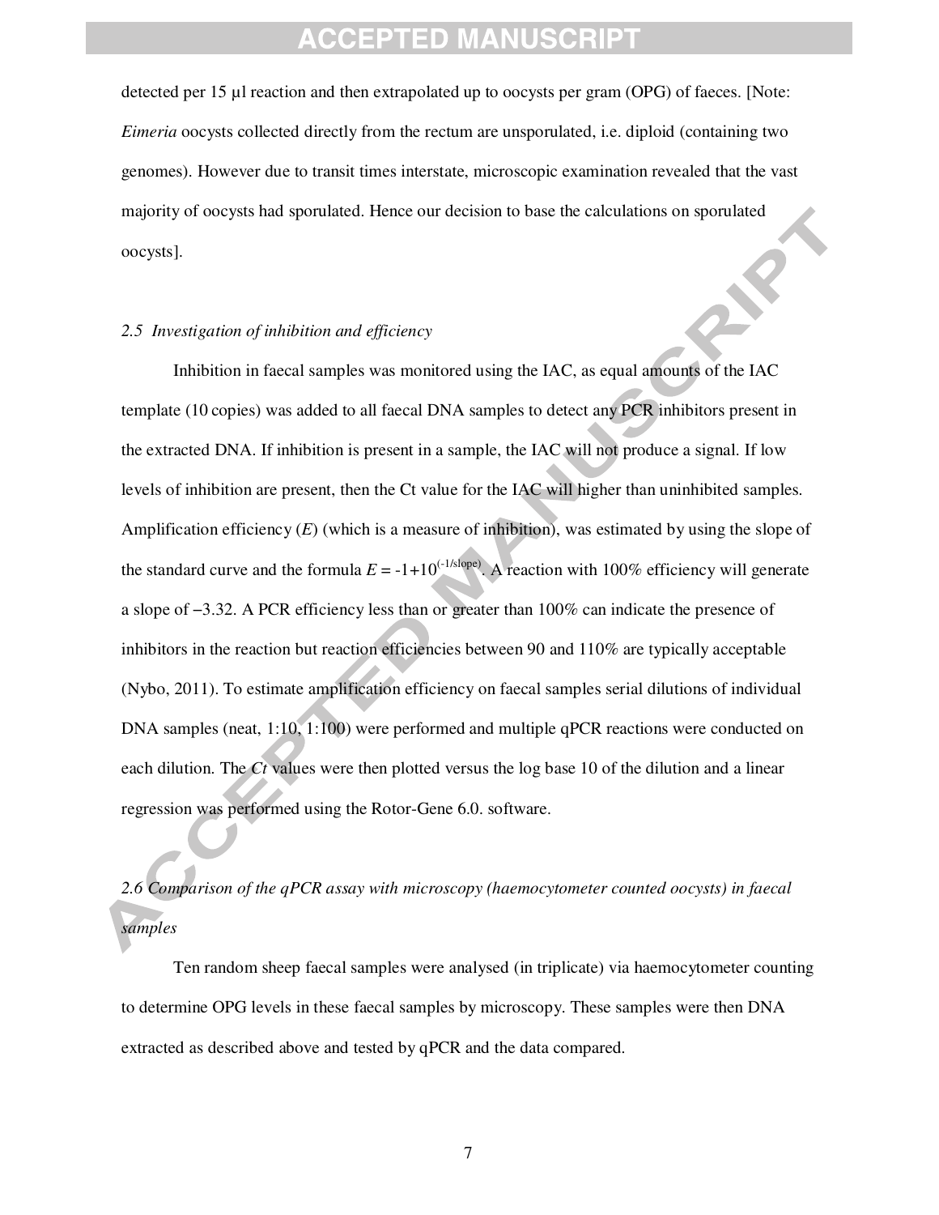detected per 15 µl reaction and then extrapolated up to oocysts per gram (OPG) of faeces. [Note: *Eimeria* oocysts collected directly from the rectum are unsporulated, i.e. diploid (containing two genomes). However due to transit times interstate, microscopic examination revealed that the vast majority of oocysts had sporulated. Hence our decision to base the calculations on sporulated oocysts].

### *2.5 Investigation of inhibition and efficiency*

Inhibition in faecal samples was monitored using the IAC, as equal amounts of the IAC template (10 copies) was added to all faecal DNA samples to detect any PCR inhibitors present in the extracted DNA. If inhibition is present in a sample, the IAC will not produce a signal. If low levels of inhibition are present, then the Ct value for the IAC will higher than uninhibited samples. Amplification efficiency ($E$) (which is a measure of inhibition), was estimated by using the slope of the standard curve and the formula $E = -1+10^{(-1/\text{slope})}$. A reaction with 100% efficiency will generate a slope of −3.32. A PCR efficiency less than or greater than 100% can indicate the presence of inhibitors in the reaction but reaction efficiencies between 90 and 110% are typically acceptable (Nybo, 2011). To estimate amplification efficiency on faecal samples serial dilutions of individual DNA samples (neat, 1:10, 1:100) were performed and multiple qPCR reactions were conducted on each dilution. The *Ct* values were then plotted versus the log base 10 of the dilution and a linear regression was performed using the Rotor-Gene 6.0. software.

### *2.6 Comparison of the qPCR assay with microscopy (haemocytometer counted oocysts) in faecal samples*

Ten random sheep faecal samples were analysed (in triplicate) via haemocytometer counting to determine OPG levels in these faecal samples by microscopy. These samples were then DNA extracted as described above and tested by qPCR and the data compared.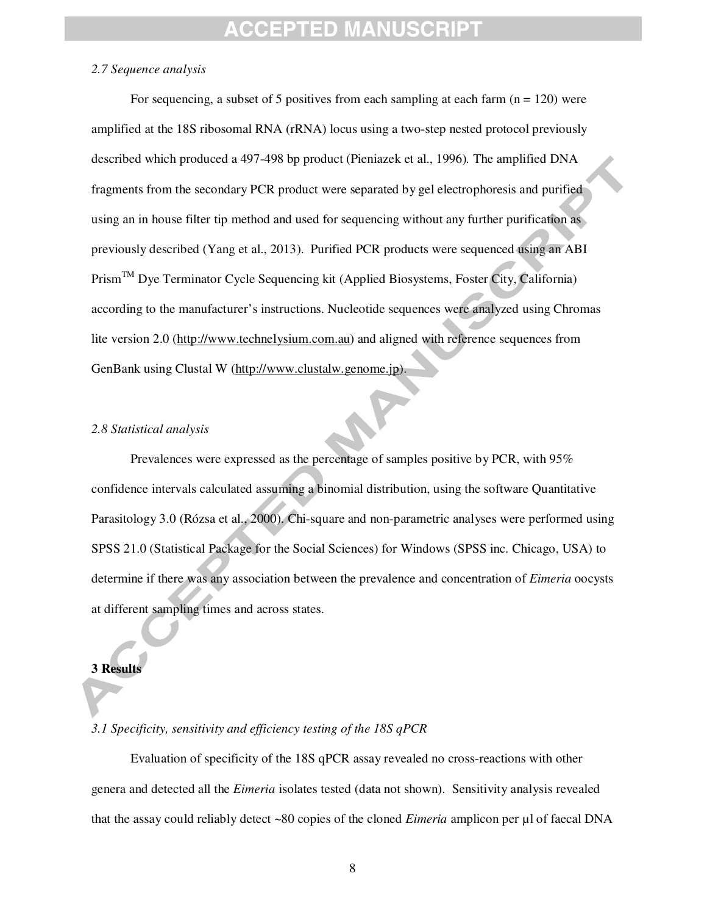### *2.7 Sequence analysis*

For sequencing, a subset of 5 positives from each sampling at each farm (n = 120) were amplified at the 18S ribosomal RNA (rRNA) locus using a two-step nested protocol previously described which produced a 497-498 bp product (Pieniazek et al., 1996). The amplified DNA fragments from the secondary PCR product were separated by gel electrophoresis and purified using an in house filter tip method and used for sequencing without any further purification as previously described (Yang et al., 2013). Purified PCR products were sequenced using an ABI Prism™ Dye Terminator Cycle Sequencing kit (Applied Biosystems, Foster City, California) according to the manufacturer's instructions. Nucleotide sequences were analyzed using Chromas lite version 2.0 (http://www.technelysium.com.au) and aligned with reference sequences from GenBank using Clustal W (http://www.clustalw.genome.jp).

### *2.8 Statistical analysis*

Prevalences were expressed as the percentage of samples positive by PCR, with 95% confidence intervals calculated assuming a binomial distribution, using the software Quantitative Parasitology 3.0 (Rózsa et al., 2000). Chi-square and non-parametric analyses were performed using SPSS 21.0 (Statistical Package for the Social Sciences) for Windows (SPSS inc. Chicago, USA) to determine if there was any association between the prevalence and concentration of *Eimeria* oocysts at different sampling times and across states.

## 3 Results

### *3.1 Specificity, sensitivity and efficiency testing of the 18S qPCR*

Evaluation of specificity of the 18S qPCR assay revealed no cross-reactions with other genera and detected all the *Eimeria* isolates tested (data not shown). Sensitivity analysis revealed that the assay could reliably detect ~80 copies of the cloned *Eimeria* amplicon per µl of faecal DNA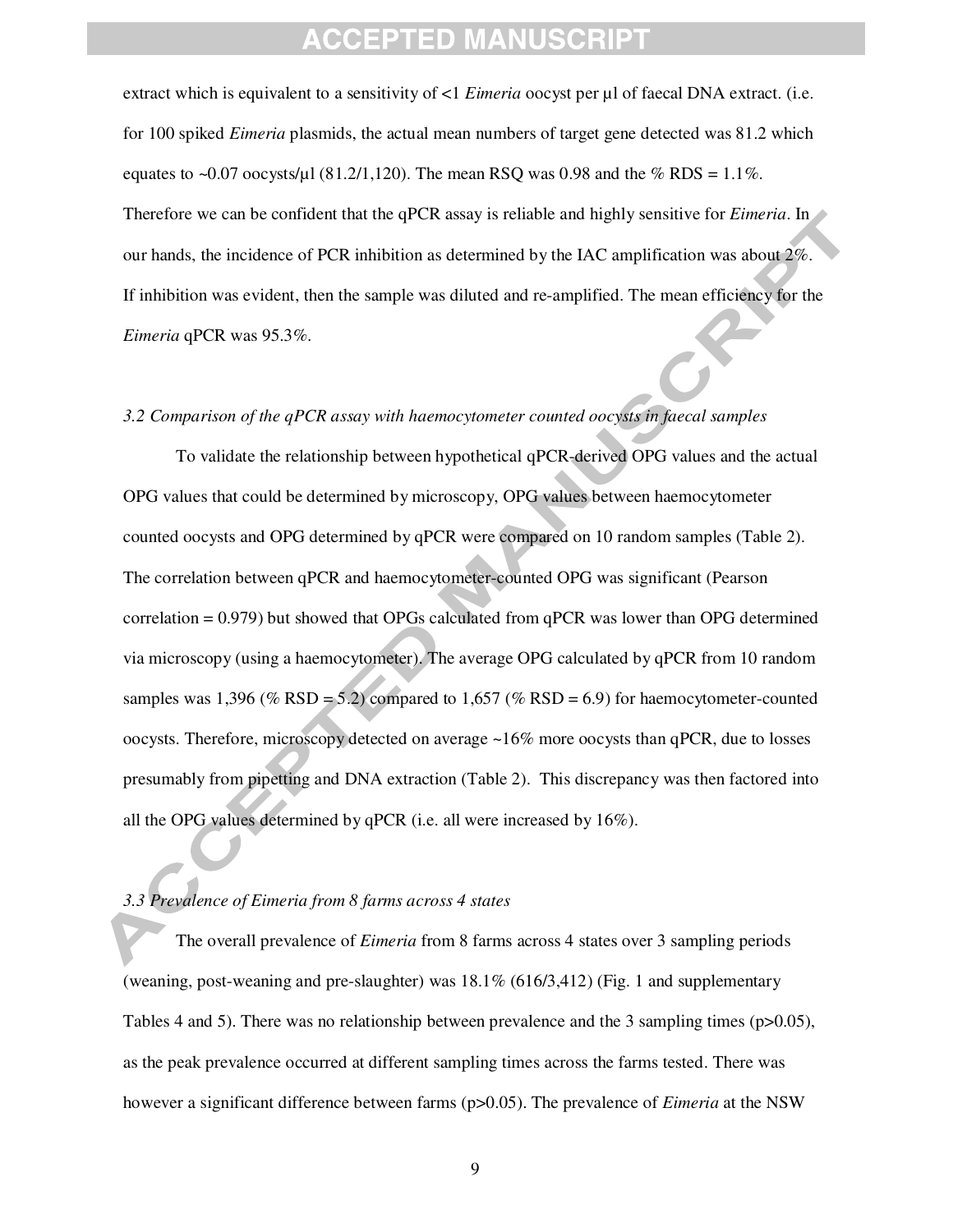extract which is equivalent to a sensitivity of <1 *Eimeria* oocyst per µl of faecal DNA extract. (i.e. for 100 spiked *Eimeria* plasmids, the actual mean numbers of target gene detected was 81.2 which equates to ~0.07 oocysts/µl (81.2/1,120). The mean RSQ was 0.98 and the % RDS = 1.1%. Therefore we can be confident that the qPCR assay is reliable and highly sensitive for *Eimeria*. In our hands, the incidence of PCR inhibition as determined by the IAC amplification was about 2%. If inhibition was evident, then the sample was diluted and re-amplified. The mean efficiency for the *Eimeria* qPCR was 95.3%.

### *3.2 Comparison of the qPCR assay with haemocytometer counted oocysts in faecal samples*

To validate the relationship between hypothetical qPCR-derived OPG values and the actual OPG values that could be determined by microscopy, OPG values between haemocytometer counted oocysts and OPG determined by qPCR were compared on 10 random samples (Table 2). The correlation between qPCR and haemocytometer-counted OPG was significant (Pearson correlation = 0.979) but showed that OPGs calculated from qPCR was lower than OPG determined via microscopy (using a haemocytometer). The average OPG calculated by qPCR from 10 random samples was 1,396 (% RSD = 5.2) compared to 1,657 (% RSD = 6.9) for haemocytometer-counted oocysts. Therefore, microscopy detected on average ~16% more oocysts than qPCR, due to losses presumably from pipetting and DNA extraction (Table 2). This discrepancy was then factored into all the OPG values determined by qPCR (i.e. all were increased by 16%).

### *3.3 Prevalence of Eimeria from 8 farms across 4 states*

The overall prevalence of *Eimeria* from 8 farms across 4 states over 3 sampling periods (weaning, post-weaning and pre-slaughter) was 18.1% (616/3,412) (Fig. 1 and supplementary Tables 4 and 5). There was no relationship between prevalence and the 3 sampling times ($p>0.05$), as the peak prevalence occurred at different sampling times across the farms tested. There was however a significant difference between farms ($p>0.05$). The prevalence of *Eimeria* at the NSW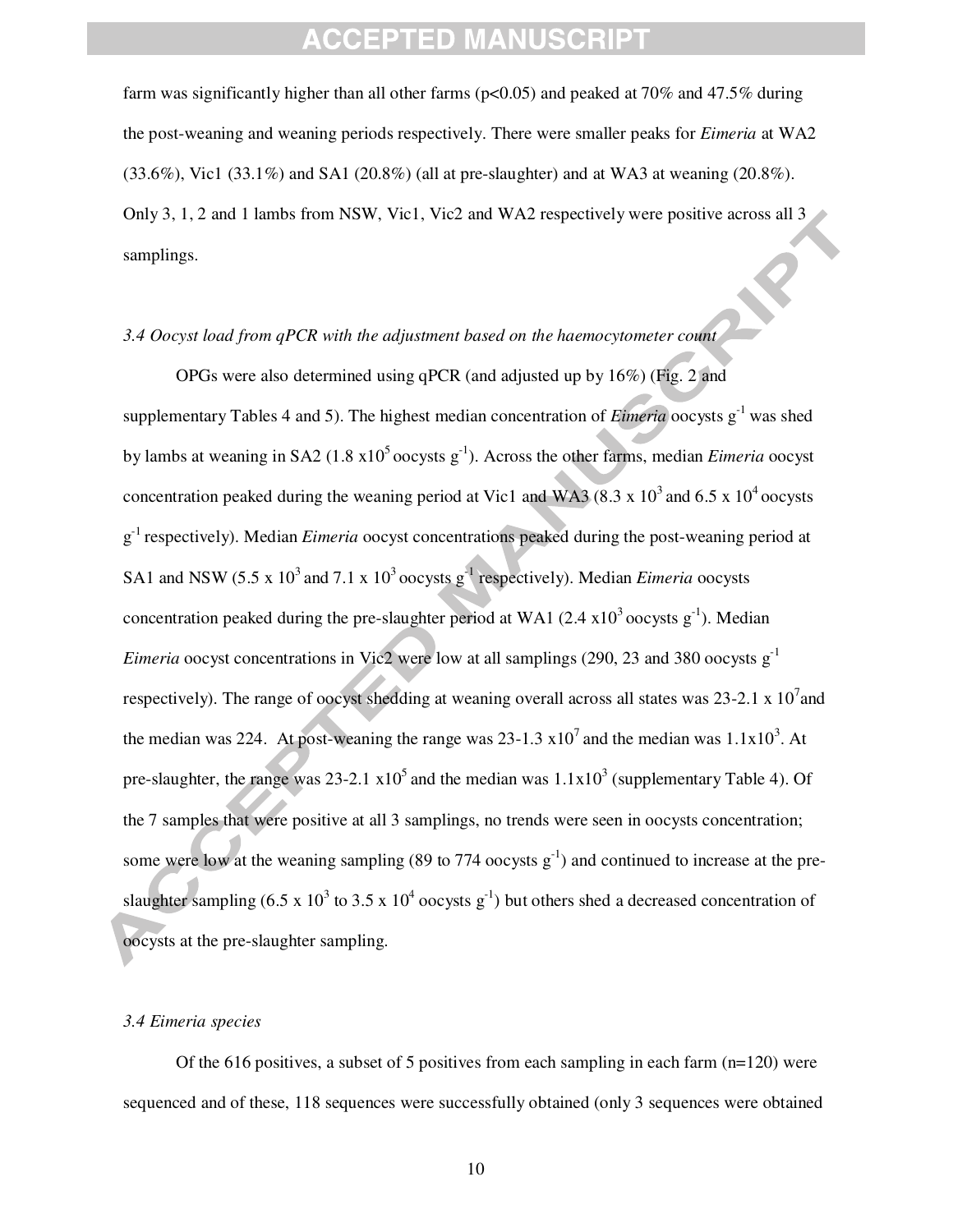farm was significantly higher than all other farms ($p<0.05$) and peaked at 70% and 47.5% during the post-weaning and weaning periods respectively. There were smaller peaks for *Eimeria* at WA2 (33.6%), Vic1 (33.1%) and SA1 (20.8%) (all at pre-slaughter) and at WA3 at weaning (20.8%). Only 3, 1, 2 and 1 lambs from NSW, Vic1, Vic2 and WA2 respectively were positive across all 3 samplings.

*3.4 Oocyst load from qPCR with the adjustment based on the haemocytometer count*

OPGs were also determined using qPCR (and adjusted up by 16%) (Fig. 2 and supplementary Tables 4 and 5). The highest median concentration of *Eimeria* oocysts $g^{-1}$ was shed by lambs at weaning in SA2 ($1.8 \times 10^5$ oocysts $g^{-1}$). Across the other farms, median *Eimeria* oocyst concentration peaked during the weaning period at Vic1 and WA3 ($8.3 \times 10^3$ and $6.5 \times 10^4$ oocysts $g^{-1}$ respectively). Median *Eimeria* oocyst concentrations peaked during the post-weaning period at SA1 and NSW ($5.5 \times 10^3$ and $7.1 \times 10^3$ oocysts $g^{-1}$ respectively). Median *Eimeria* oocysts concentration peaked during the pre-slaughter period at WA1 ($2.4 \times 10^3$ oocysts $g^{-1}$). Median *Eimeria* oocyst concentrations in Vic2 were low at all samplings (290, 23 and 380 oocysts $g^{-1}$ respectively). The range of oocyst shedding at weaning overall across all states was 23-$2.1 \times 10^7$ and the median was 224. At post-weaning the range was 23-$1.3 \times 10^7$ and the median was $1.1 \times 10^3$. At pre-slaughter, the range was 23-$2.1 \times 10^5$ and the median was $1.1 \times 10^3$ (supplementary Table 4). Of the 7 samples that were positive at all 3 samplings, no trends were seen in oocysts concentration; some were low at the weaning sampling (89 to 774 oocysts $g^{-1}$) and continued to increase at the pre-slaughter sampling ($6.5 \times 10^3$ to $3.5 \times 10^4$ oocysts $g^{-1}$) but others shed a decreased concentration of oocysts at the pre-slaughter sampling.

*3.4 Eimeria species*

Of the 616 positives, a subset of 5 positives from each sampling in each farm (n=120) were sequenced and of these, 118 sequences were successfully obtained (only 3 sequences were obtained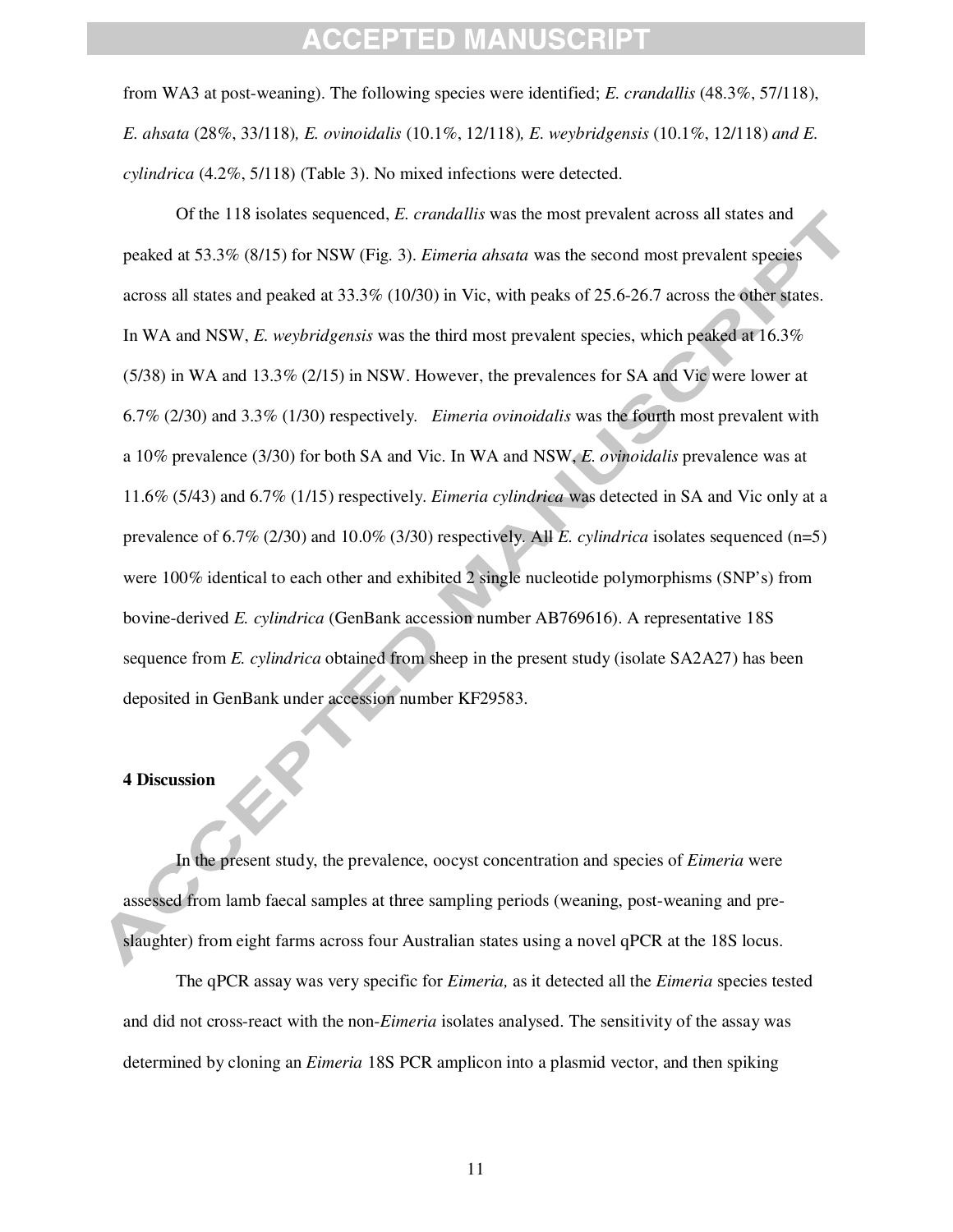from WA3 at post-weaning). The following species were identified; *E. crandallis* (48.3%, 57/118), *E. ahsata* (28%, 33/118), *E. ovinoidalis* (10.1%, 12/118), *E. weybridgensis* (10.1%, 12/118) *and E. cylindrica* (4.2%, 5/118) (Table 3). No mixed infections were detected.

Of the 118 isolates sequenced, *E. crandallis* was the most prevalent across all states and peaked at 53.3% (8/15) for NSW (Fig. 3). *Eimeria ahsata* was the second most prevalent species across all states and peaked at 33.3% (10/30) in Vic, with peaks of 25.6-26.7 across the other states. In WA and NSW, *E. weybridgensis* was the third most prevalent species, which peaked at 16.3% (5/38) in WA and 13.3% (2/15) in NSW. However, the prevalences for SA and Vic were lower at 6.7% (2/30) and 3.3% (1/30) respectively. *Eimeria ovinoidalis* was the fourth most prevalent with a 10% prevalence (3/30) for both SA and Vic. In WA and NSW, *E. ovinoidalis* prevalence was at 11.6% (5/43) and 6.7% (1/15) respectively. *Eimeria cylindrica* was detected in SA and Vic only at a prevalence of 6.7% (2/30) and 10.0% (3/30) respectively. All *E. cylindrica* isolates sequenced (n=5) were 100% identical to each other and exhibited 2 single nucleotide polymorphisms (SNP's) from bovine-derived *E. cylindrica* (GenBank accession number AB769616). A representative 18S sequence from *E. cylindrica* obtained from sheep in the present study (isolate SA2A27) has been deposited in GenBank under accession number KF29583.

## 4 Discussion

In the present study, the prevalence, oocyst concentration and species of *Eimeria* were assessed from lamb faecal samples at three sampling periods (weaning, post-weaning and pre-slaughter) from eight farms across four Australian states using a novel qPCR at the 18S locus.

The qPCR assay was very specific for *Eimeria,* as it detected all the *Eimeria* species tested and did not cross-react with the non-*Eimeria* isolates analysed. The sensitivity of the assay was determined by cloning an *Eimeria* 18S PCR amplicon into a plasmid vector, and then spiking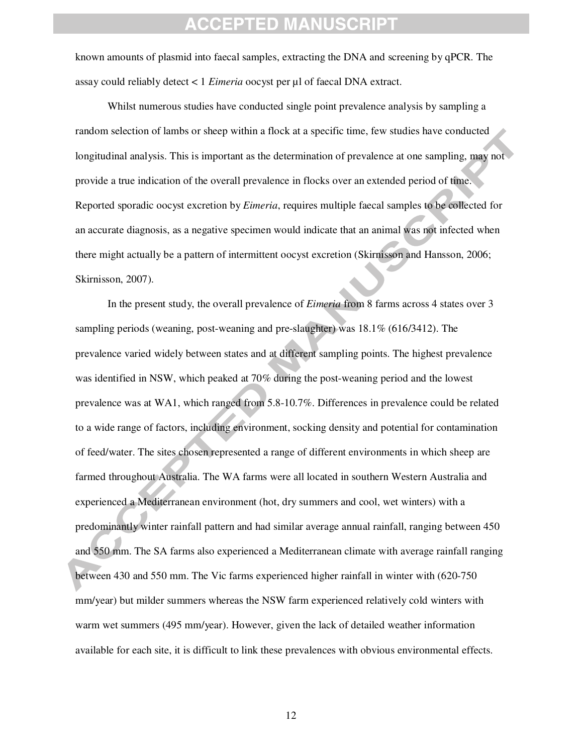known amounts of plasmid into faecal samples, extracting the DNA and screening by qPCR. The assay could reliably detect < 1 *Eimeria* oocyst per µl of faecal DNA extract.

Whilst numerous studies have conducted single point prevalence analysis by sampling a random selection of lambs or sheep within a flock at a specific time, few studies have conducted longitudinal analysis. This is important as the determination of prevalence at one sampling, may not provide a true indication of the overall prevalence in flocks over an extended period of time. Reported sporadic oocyst excretion by *Eimeria*, requires multiple faecal samples to be collected for an accurate diagnosis, as a negative specimen would indicate that an animal was not infected when there might actually be a pattern of intermittent oocyst excretion (Skirnisson and Hansson, 2006; Skirnisson, 2007).

In the present study, the overall prevalence of *Eimeria* from 8 farms across 4 states over 3 sampling periods (weaning, post-weaning and pre-slaughter) was 18.1% (616/3412). The prevalence varied widely between states and at different sampling points. The highest prevalence was identified in NSW, which peaked at 70% during the post-weaning period and the lowest prevalence was at WA1, which ranged from 5.8-10.7%. Differences in prevalence could be related to a wide range of factors, including environment, socking density and potential for contamination of feed/water. The sites chosen represented a range of different environments in which sheep are farmed throughout Australia. The WA farms were all located in southern Western Australia and experienced a Mediterranean environment (hot, dry summers and cool, wet winters) with a predominantly winter rainfall pattern and had similar average annual rainfall, ranging between 450 and 550 mm. The SA farms also experienced a Mediterranean climate with average rainfall ranging between 430 and 550 mm. The Vic farms experienced higher rainfall in winter with (620-750 mm/year) but milder summers whereas the NSW farm experienced relatively cold winters with warm wet summers (495 mm/year). However, given the lack of detailed weather information available for each site, it is difficult to link these prevalences with obvious environmental effects.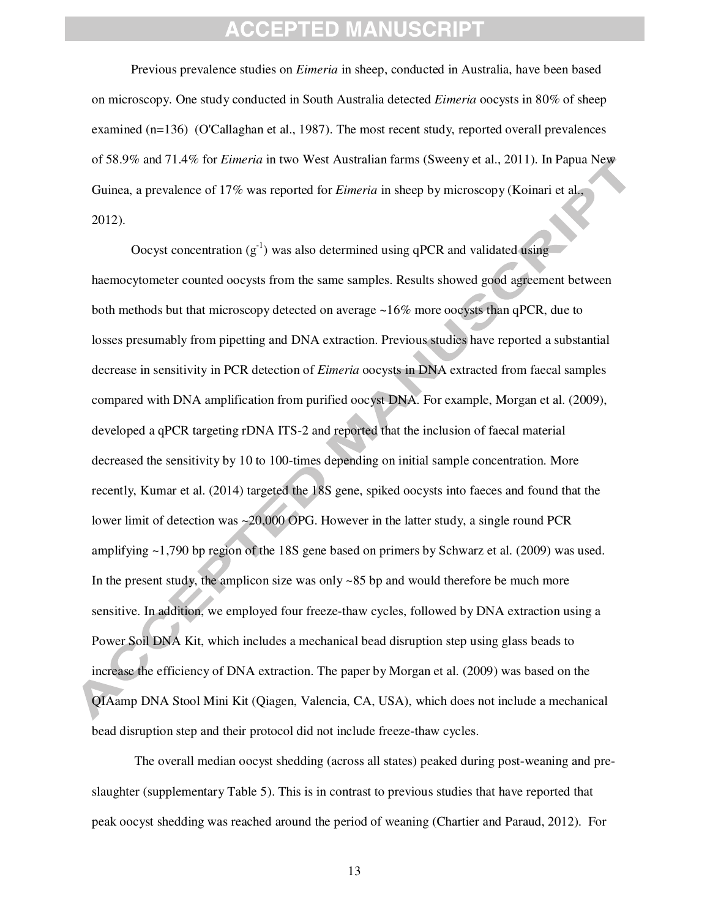Previous prevalence studies on *Eimeria* in sheep, conducted in Australia, have been based on microscopy. One study conducted in South Australia detected *Eimeria* oocysts in 80% of sheep examined (n=136) (O'Callaghan et al., 1987). The most recent study, reported overall prevalences of 58.9% and 71.4% for *Eimeria* in two West Australian farms (Sweeny et al., 2011). In Papua New Guinea, a prevalence of 17% was reported for *Eimeria* in sheep by microscopy (Koinari et al., 2012).

Oocyst concentration ($g^{-1}$) was also determined using qPCR and validated using haemocytometer counted oocysts from the same samples. Results showed good agreement between both methods but that microscopy detected on average ~16% more oocysts than qPCR, due to losses presumably from pipetting and DNA extraction. Previous studies have reported a substantial decrease in sensitivity in PCR detection of *Eimeria* oocysts in DNA extracted from faecal samples compared with DNA amplification from purified oocyst DNA. For example, Morgan et al. (2009), developed a qPCR targeting rDNA ITS-2 and reported that the inclusion of faecal material decreased the sensitivity by 10 to 100-times depending on initial sample concentration. More recently, Kumar et al. (2014) targeted the 18S gene, spiked oocysts into faeces and found that the lower limit of detection was ~20,000 OPG. However in the latter study, a single round PCR amplifying ~1,790 bp region of the 18S gene based on primers by Schwarz et al. (2009) was used. In the present study, the amplicon size was only ~85 bp and would therefore be much more sensitive. In addition, we employed four freeze-thaw cycles, followed by DNA extraction using a Power Soil DNA Kit, which includes a mechanical bead disruption step using glass beads to increase the efficiency of DNA extraction. The paper by Morgan et al. (2009) was based on the QIAamp DNA Stool Mini Kit (Qiagen, Valencia, CA, USA), which does not include a mechanical bead disruption step and their protocol did not include freeze-thaw cycles.

The overall median oocyst shedding (across all states) peaked during post-weaning and pre-slaughter (supplementary Table 5). This is in contrast to previous studies that have reported that peak oocyst shedding was reached around the period of weaning (Chartier and Paraud, 2012). For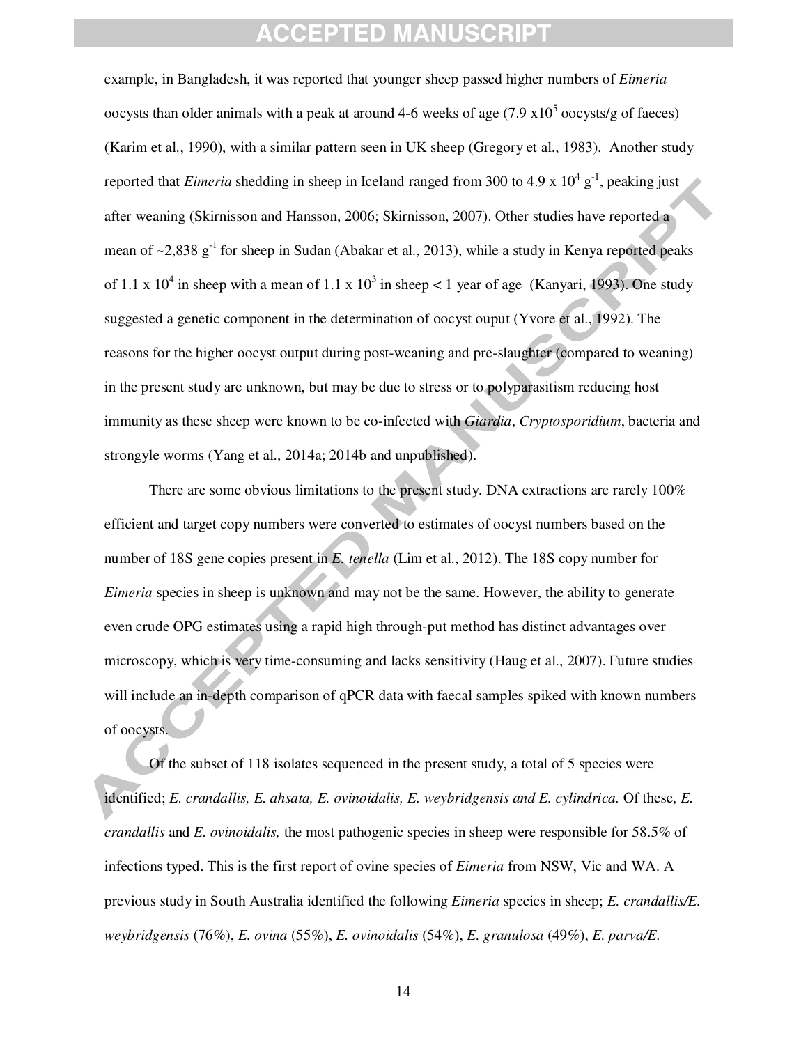example, in Bangladesh, it was reported that younger sheep passed higher numbers of *Eimeria* oocysts than older animals with a peak at around 4-6 weeks of age (7.9 $\times 10^5$ oocysts/g of faeces) (Karim et al., 1990), with a similar pattern seen in UK sheep (Gregory et al., 1983). Another study reported that *Eimeria* shedding in sheep in Iceland ranged from 300 to 4.9 x $10^4$ $g^{-1}$, peaking just after weaning (Skirnisson and Hansson, 2006; Skirnisson, 2007). Other studies have reported a mean of ~2,838 $g^{-1}$ for sheep in Sudan (Abakar et al., 2013), while a study in Kenya reported peaks of 1.1 x $10^4$ in sheep with a mean of 1.1 x $10^3$ in sheep < 1 year of age (Kanyari, 1993). One study suggested a genetic component in the determination of oocyst ouput (Yvore et al., 1992). The reasons for the higher oocyst output during post-weaning and pre-slaughter (compared to weaning) in the present study are unknown, but may be due to stress or to polyparasitism reducing host immunity as these sheep were known to be co-infected with *Giardia*, *Cryptosporidium*, bacteria and strongyle worms (Yang et al., 2014a; 2014b and unpublished).

There are some obvious limitations to the present study. DNA extractions are rarely 100% efficient and target copy numbers were converted to estimates of oocyst numbers based on the number of 18S gene copies present in *E. tenella* (Lim et al., 2012). The 18S copy number for *Eimeria* species in sheep is unknown and may not be the same. However, the ability to generate even crude OPG estimates using a rapid high through-put method has distinct advantages over microscopy, which is very time-consuming and lacks sensitivity (Haug et al., 2007). Future studies will include an in-depth comparison of qPCR data with faecal samples spiked with known numbers of oocysts.

Of the subset of 118 isolates sequenced in the present study, a total of 5 species were identified; *E. crandallis, E. ahsata, E. ovinoidalis, E. weybridgensis and E. cylindrica.* Of these, *E. crandallis* and *E. ovinoidalis,* the most pathogenic species in sheep were responsible for 58.5% of infections typed. This is the first report of ovine species of *Eimeria* from NSW, Vic and WA. A previous study in South Australia identified the following *Eimeria* species in sheep; *E. crandallis/E. weybridgensis* (76%), *E. ovina* (55%), *E. ovinoidalis* (54%), *E. granulosa* (49%), *E. parva/E.*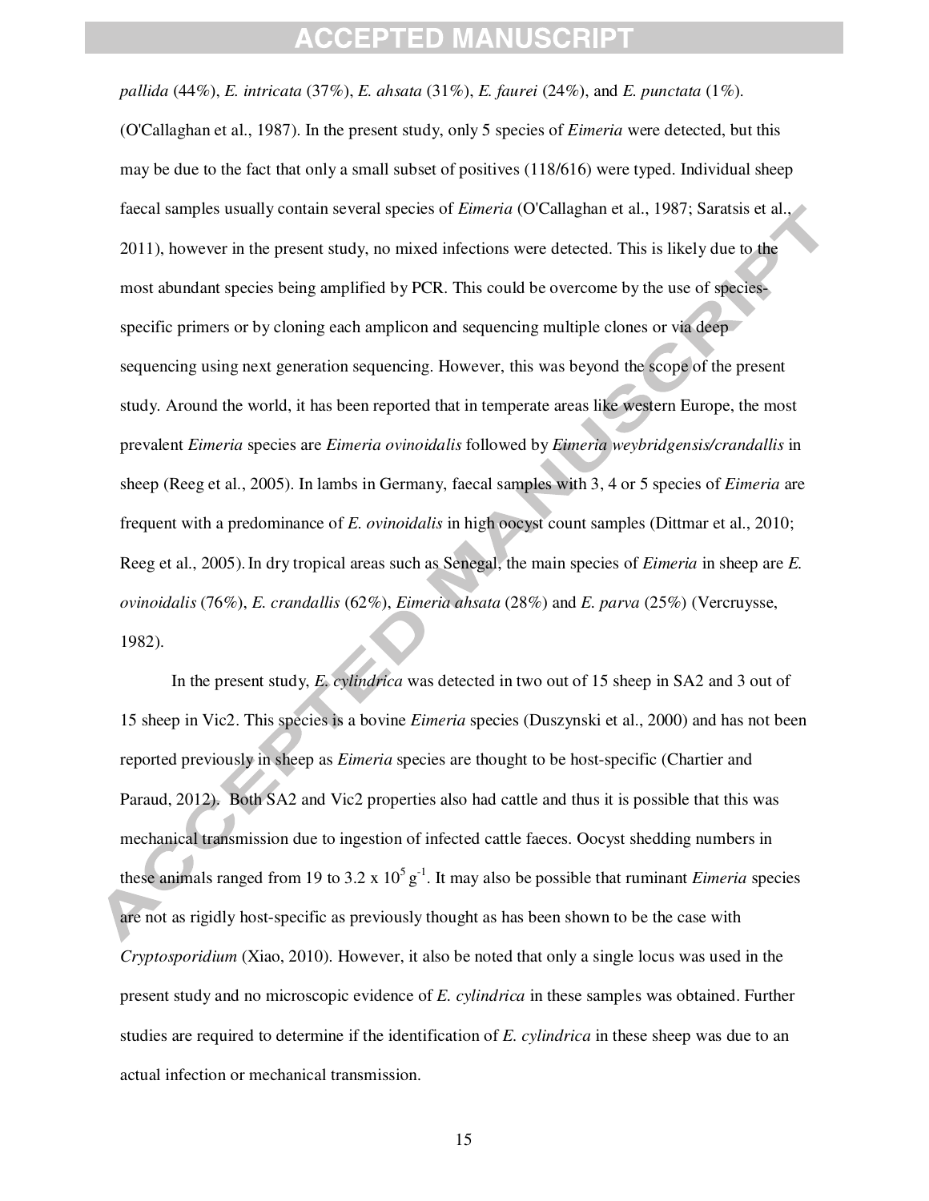*pallida* (44%), *E. intricata* (37%), *E. ahsata* (31%), *E. faurei* (24%), and *E. punctata* (1%). (O'Callaghan et al., 1987). In the present study, only 5 species of *Eimeria* were detected, but this may be due to the fact that only a small subset of positives (118/616) were typed. Individual sheep faecal samples usually contain several species of *Eimeria* (O'Callaghan et al., 1987; Saratsis et al., 2011), however in the present study, no mixed infections were detected. This is likely due to the most abundant species being amplified by PCR. This could be overcome by the use of species-specific primers or by cloning each amplicon and sequencing multiple clones or via deep sequencing using next generation sequencing. However, this was beyond the scope of the present study. Around the world, it has been reported that in temperate areas like western Europe, the most prevalent *Eimeria* species are *Eimeria ovinoidalis* followed by *Eimeria weybridgensis/crandallis* in sheep (Reeg et al., 2005). In lambs in Germany, faecal samples with 3, 4 or 5 species of *Eimeria* are frequent with a predominance of *E. ovinoidalis* in high oocyst count samples (Dittmar et al., 2010; Reeg et al., 2005). In dry tropical areas such as Senegal, the main species of *Eimeria* in sheep are *E. ovinoidalis* (76%), *E. crandallis* (62%), *Eimeria ahsata* (28%) and *E. parva* (25%) (Vercruysse, 1982).

In the present study, *E. cylindrica* was detected in two out of 15 sheep in SA2 and 3 out of 15 sheep in Vic2. This species is a bovine *Eimeria* species (Duszynski et al., 2000) and has not been reported previously in sheep as *Eimeria* species are thought to be host-specific (Chartier and Paraud, 2012). Both SA2 and Vic2 properties also had cattle and thus it is possible that this was mechanical transmission due to ingestion of infected cattle faeces. Oocyst shedding numbers in these animals ranged from 19 to $3.2 \times 10^5$ $g^{-1}$. It may also be possible that ruminant *Eimeria* species are not as rigidly host-specific as previously thought as has been shown to be the case with *Cryptosporidium* (Xiao, 2010). However, it also be noted that only a single locus was used in the present study and no microscopic evidence of *E. cylindrica* in these samples was obtained. Further studies are required to determine if the identification of *E. cylindrica* in these sheep was due to an actual infection or mechanical transmission.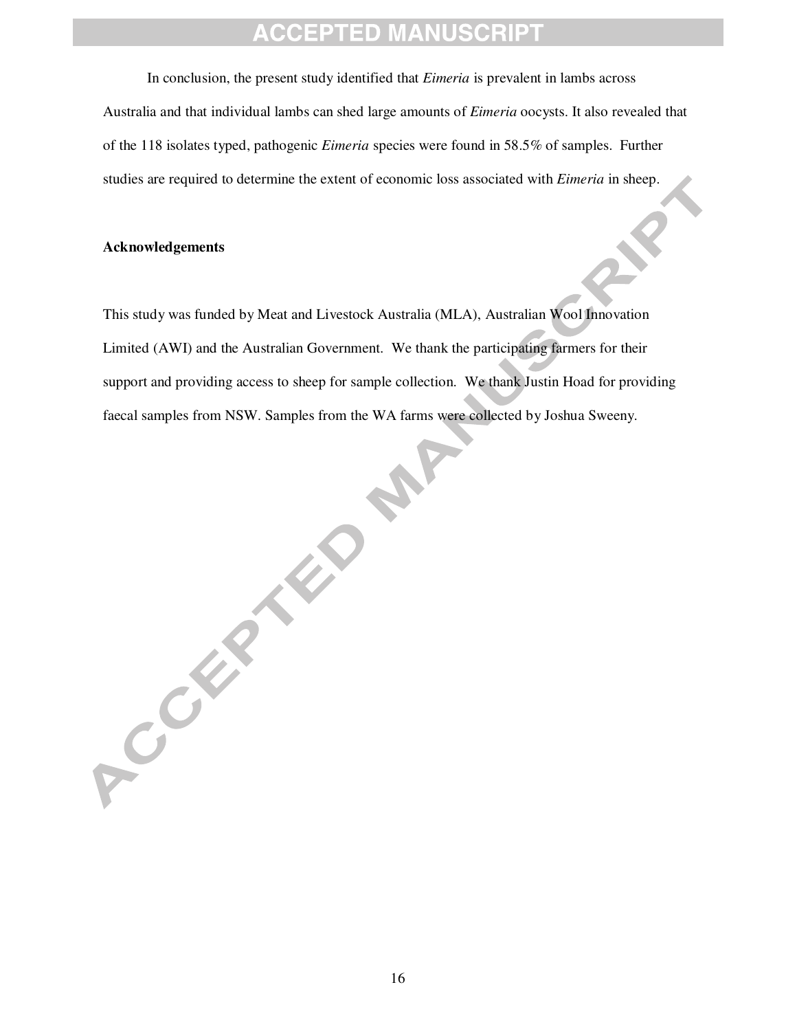In conclusion, the present study identified that *Eimeria* is prevalent in lambs across Australia and that individual lambs can shed large amounts of *Eimeria* oocysts. It also revealed that of the 118 isolates typed, pathogenic *Eimeria* species were found in 58.5% of samples. Further studies are required to determine the extent of economic loss associated with *Eimeria* in sheep.

**Acknowledgements**

This study was funded by Meat and Livestock Australia (MLA), Australian Wool Innovation Limited (AWI) and the Australian Government. We thank the participating farmers for their support and providing access to sheep for sample collection. We thank Justin Hoad for providing faecal samples from NSW. Samples from the WA farms were collected by Joshua Sweeny.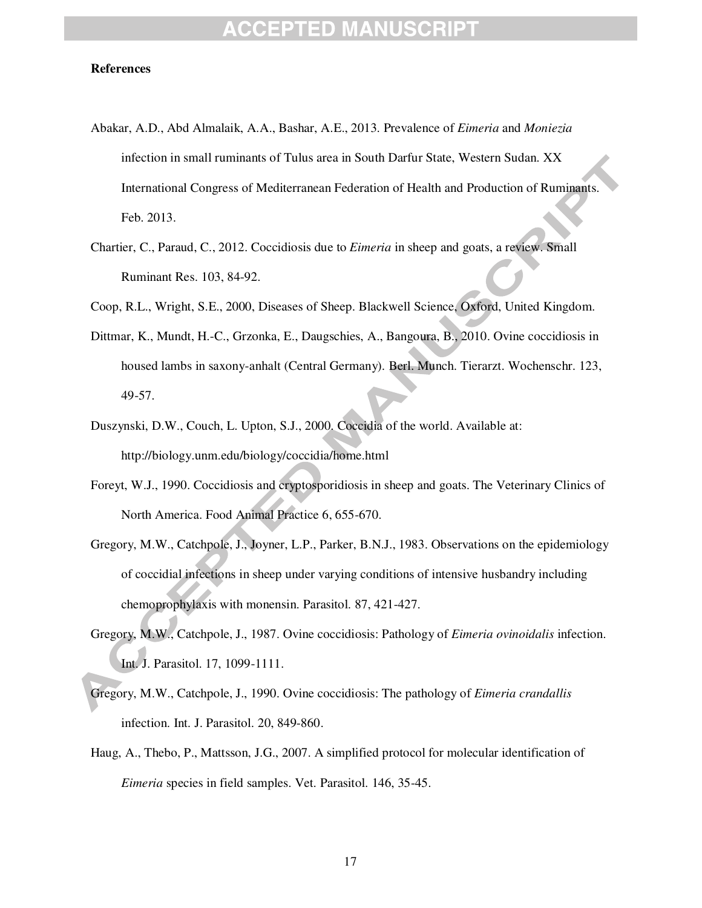**References**

Abakar, A.D., Abd Almalaik, A.A., Bashar, A.E., 2013. Prevalence of *Eimeria* and *Moniezia* infection in small ruminants of Tulus area in South Darfur State, Western Sudan. XX International Congress of Mediterranean Federation of Health and Production of Ruminants. Feb. 2013.

Chartier, C., Paraud, C., 2012. Coccidiosis due to *Eimeria* in sheep and goats, a review. Small Ruminant Res. 103, 84-92.

Coop, R.L., Wright, S.E., 2000, Diseases of Sheep. Blackwell Science, Oxford, United Kingdom.

Dittmar, K., Mundt, H.-C., Grzonka, E., Daugschies, A., Bangoura, B., 2010. Ovine coccidiosis in housed lambs in saxony-anhalt (Central Germany). Berl. Munch. Tierarzt. Wochenschr. 123, 49-57.

Duszynski, D.W., Couch, L. Upton, S.J., 2000. Coccidia of the world. Available at: http://biology.unm.edu/biology/coccidia/home.html

Foreyt, W.J., 1990. Coccidiosis and cryptosporidiosis in sheep and goats. The Veterinary Clinics of North America. Food Animal Practice 6, 655-670.

Gregory, M.W., Catchpole, J., Joyner, L.P., Parker, B.N.J., 1983. Observations on the epidemiology of coccidial infections in sheep under varying conditions of intensive husbandry including chemoprophylaxis with monensin. Parasitol. 87, 421-427.

Gregory, M.W., Catchpole, J., 1987. Ovine coccidiosis: Pathology of *Eimeria ovinoidalis* infection. Int. J. Parasitol. 17, 1099-1111.

Gregory, M.W., Catchpole, J., 1990. Ovine coccidiosis: The pathology of *Eimeria crandallis* infection. Int. J. Parasitol. 20, 849-860.

Haug, A., Thebo, P., Mattsson, J.G., 2007. A simplified protocol for molecular identification of *Eimeria* species in field samples. Vet. Parasitol. 146, 35-45.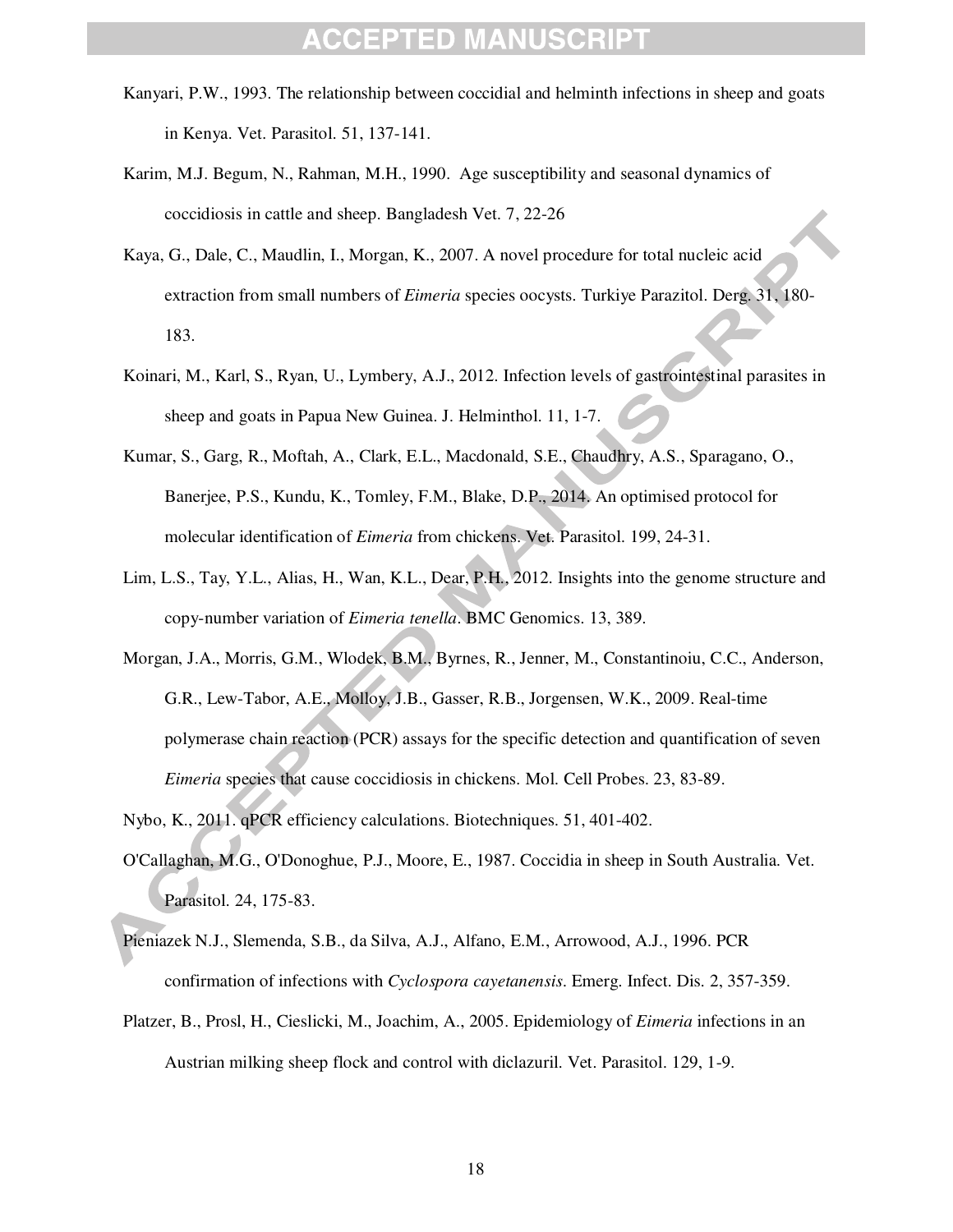Kanyari, P.W., 1993. The relationship between coccidial and helminth infections in sheep and goats in Kenya. Vet. Parasitol. 51, 137-141.

Karim, M.J. Begum, N., Rahman, M.H., 1990. Age susceptibility and seasonal dynamics of coccidiosis in cattle and sheep. Bangladesh Vet. 7, 22-26

Kaya, G., Dale, C., Maudlin, I., Morgan, K., 2007. A novel procedure for total nucleic acid extraction from small numbers of *Eimeria* species oocysts. Turkiye Parazitol. Derg. 31, 180-183.

Koinari, M., Karl, S., Ryan, U., Lymbery, A.J., 2012. Infection levels of gastrointestinal parasites in sheep and goats in Papua New Guinea. J. Helminthol. 11, 1-7.

Kumar, S., Garg, R., Moftah, A., Clark, E.L., Macdonald, S.E., Chaudhry, A.S., Sparagano, O., Banerjee, P.S., Kundu, K., Tomley, F.M., Blake, D.P., 2014. An optimised protocol for molecular identification of *Eimeria* from chickens. Vet. Parasitol. 199, 24-31.

Lim, L.S., Tay, Y.L., Alias, H., Wan, K.L., Dear, P.H., 2012. Insights into the genome structure and copy-number variation of *Eimeria tenella*. BMC Genomics. 13, 389.

Morgan, J.A., Morris, G.M., Wlodek, B.M., Byrnes, R., Jenner, M., Constantinoiu, C.C., Anderson, G.R., Lew-Tabor, A.E., Molloy, J.B., Gasser, R.B., Jorgensen, W.K., 2009. Real-time polymerase chain reaction (PCR) assays for the specific detection and quantification of seven *Eimeria* species that cause coccidiosis in chickens. Mol. Cell Probes. 23, 83-89.

Nybo, K., 2011. qPCR efficiency calculations. Biotechniques. 51, 401-402.

O'Callaghan, M.G., O'Donoghue, P.J., Moore, E., 1987. Coccidia in sheep in South Australia. Vet. Parasitol. 24, 175-83.

Pieniazek N.J., Slemenda, S.B., da Silva, A.J., Alfano, E.M., Arrowood, A.J., 1996. PCR confirmation of infections with *Cyclospora cayetanensis*. Emerg. Infect. Dis. 2, 357-359.

Platzer, B., Prosl, H., Cieslicki, M., Joachim, A., 2005. Epidemiology of *Eimeria* infections in an Austrian milking sheep flock and control with diclazuril. Vet. Parasitol. 129, 1-9.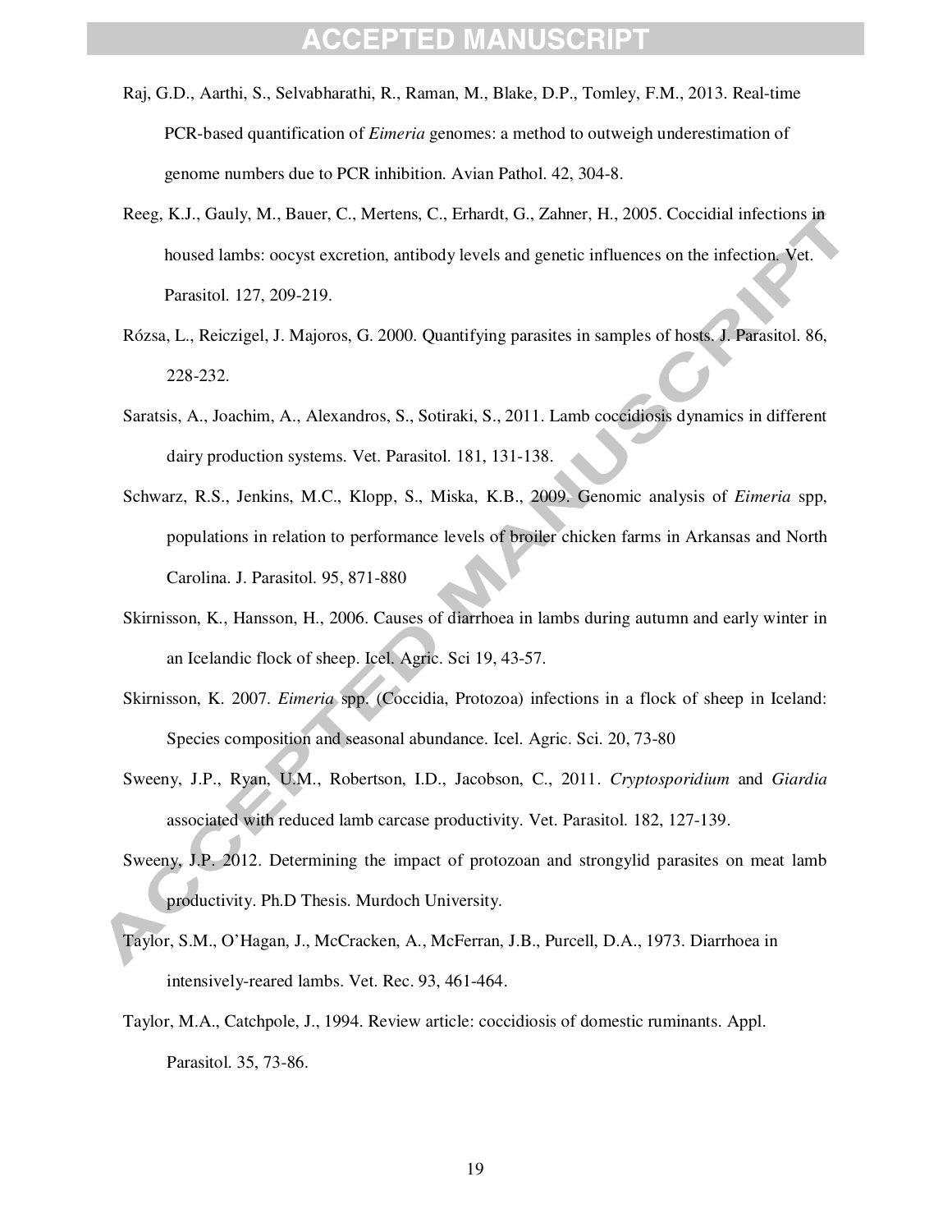Raj, G.D., Aarthi, S., Selvabharathi, R., Raman, M., Blake, D.P., Tomley, F.M., 2013. Real-time PCR-based quantification of *Eimeria* genomes: a method to outweigh underestimation of genome numbers due to PCR inhibition. Avian Pathol. 42, 304-8.

Reeg, K.J., Gauly, M., Bauer, C., Mertens, C., Erhardt, G., Zahner, H., 2005. Coccidial infections in housed lambs: oocyst excretion, antibody levels and genetic influences on the infection. Vet. Parasitol. 127, 209-219.

Rózsa, L., Reiczigel, J. Majoros, G. 2000. Quantifying parasites in samples of hosts. J. Parasitol. 86, 228-232.

Saratsis, A., Joachim, A., Alexandros, S., Sotiraki, S., 2011. Lamb coccidiosis dynamics in different dairy production systems. Vet. Parasitol. 181, 131-138.

Schwarz, R.S., Jenkins, M.C., Klopp, S., Miska, K.B., 2009. Genomic analysis of *Eimeria* spp, populations in relation to performance levels of broiler chicken farms in Arkansas and North Carolina. J. Parasitol. 95, 871-880

Skirnisson, K., Hansson, H., 2006. Causes of diarrhoea in lambs during autumn and early winter in an Icelandic flock of sheep. Icel. Agric. Sci 19, 43-57.

Skirnisson, K. 2007. *Eimeria* spp. (Coccidia, Protozoa) infections in a flock of sheep in Iceland: Species composition and seasonal abundance. Icel. Agric. Sci. 20, 73-80

Sweeny, J.P., Ryan, U.M., Robertson, I.D., Jacobson, C., 2011. *Cryptosporidium* and *Giardia* associated with reduced lamb carcase productivity. Vet. Parasitol. 182, 127-139.

Sweeny, J.P. 2012. Determining the impact of protozoan and strongylid parasites on meat lamb productivity. Ph.D Thesis. Murdoch University.

Taylor, S.M., O'Hagan, J., McCracken, A., McFerran, J.B., Purcell, D.A., 1973. Diarrhoea in intensively-reared lambs. Vet. Rec. 93, 461-464.

Taylor, M.A., Catchpole, J., 1994. Review article: coccidiosis of domestic ruminants. Appl. Parasitol. 35, 73-86.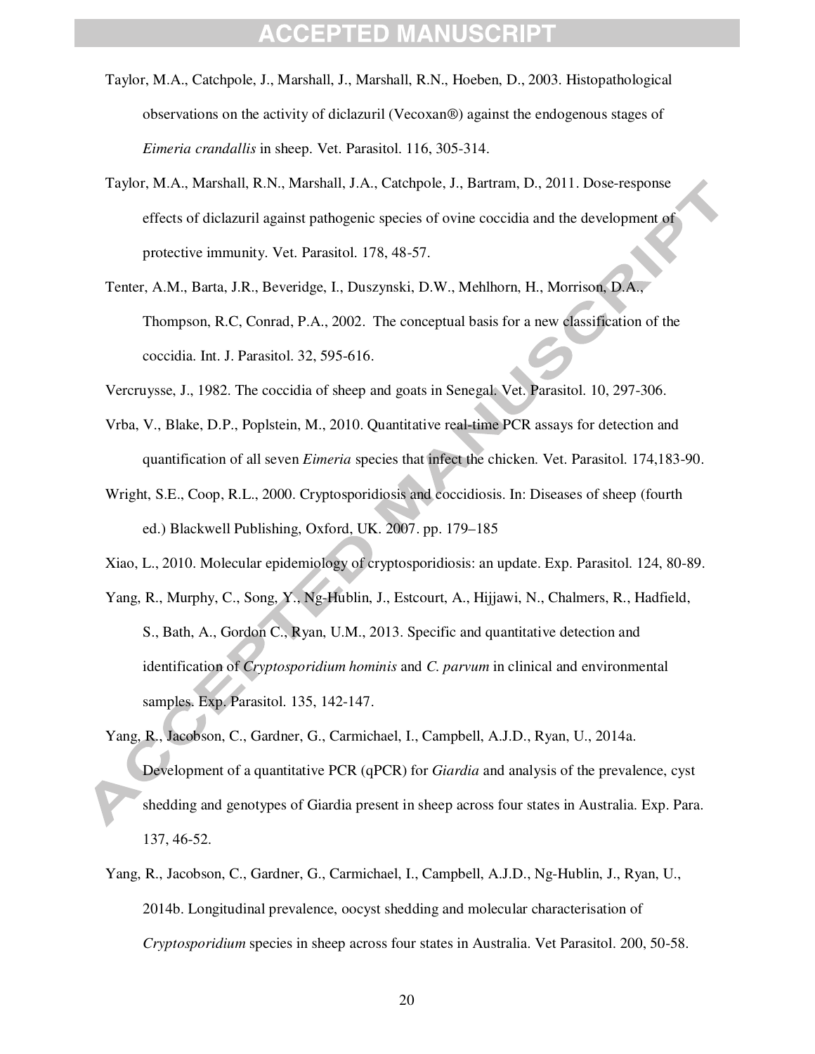Taylor, M.A., Catchpole, J., Marshall, J., Marshall, R.N., Hoeben, D., 2003. Histopathological observations on the activity of diclazuril (Vecoxan®) against the endogenous stages of *Eimeria crandallis* in sheep. Vet. Parasitol. 116, 305-314.

Taylor, M.A., Marshall, R.N., Marshall, J.A., Catchpole, J., Bartram, D., 2011. Dose-response effects of diclazuril against pathogenic species of ovine coccidia and the development of protective immunity. Vet. Parasitol. 178, 48-57.

Tenter, A.M., Barta, J.R., Beveridge, I., Duszynski, D.W., Mehlhorn, H., Morrison, D.A., Thompson, R.C, Conrad, P.A., 2002. The conceptual basis for a new classification of the coccidia. Int. J. Parasitol. 32, 595-616.

Vercruysse, J., 1982. The coccidia of sheep and goats in Senegal. Vet. Parasitol. 10, 297-306.

Vrba, V., Blake, D.P., Poplstein, M., 2010. Quantitative real-time PCR assays for detection and quantification of all seven *Eimeria* species that infect the chicken. Vet. Parasitol. 174,183-90.

Wright, S.E., Coop, R.L., 2000. Cryptosporidiosis and coccidiosis. In: Diseases of sheep (fourth ed.) Blackwell Publishing, Oxford, UK. 2007. pp. 179–185

Xiao, L., 2010. Molecular epidemiology of cryptosporidiosis: an update. Exp. Parasitol. 124, 80-89.

Yang, R., Murphy, C., Song, Y., Ng-Hublin, J., Estcourt, A., Hijjawi, N., Chalmers, R., Hadfield, S., Bath, A., Gordon C., Ryan, U.M., 2013. Specific and quantitative detection and identification of *Cryptosporidium hominis* and *C. parvum* in clinical and environmental samples. Exp. Parasitol. 135, 142-147.

Yang, R., Jacobson, C., Gardner, G., Carmichael, I., Campbell, A.J.D., Ryan, U., 2014a. Development of a quantitative PCR (qPCR) for *Giardia* and analysis of the prevalence, cyst shedding and genotypes of Giardia present in sheep across four states in Australia. Exp. Para. 137, 46-52.

Yang, R., Jacobson, C., Gardner, G., Carmichael, I., Campbell, A.J.D., Ng-Hublin, J., Ryan, U., 2014b. Longitudinal prevalence, oocyst shedding and molecular characterisation of *Cryptosporidium* species in sheep across four states in Australia. Vet Parasitol. 200, 50-58.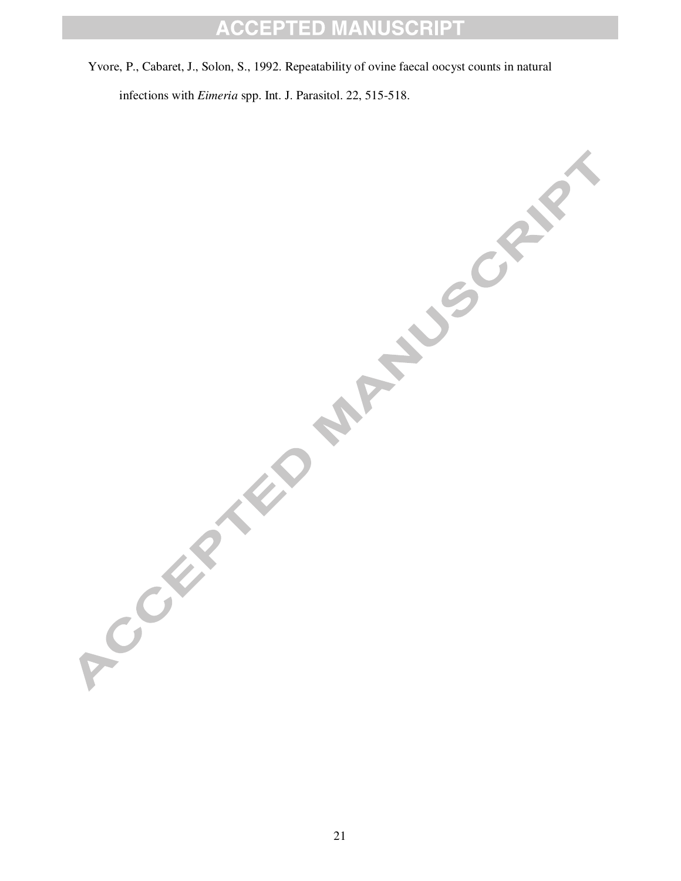Yvore, P., Cabaret, J., Solon, S., 1992. Repeatability of ovine faecal oocyst counts in natural infections with *Eimeria* spp. Int. J. Parasitol. 22, 515-518.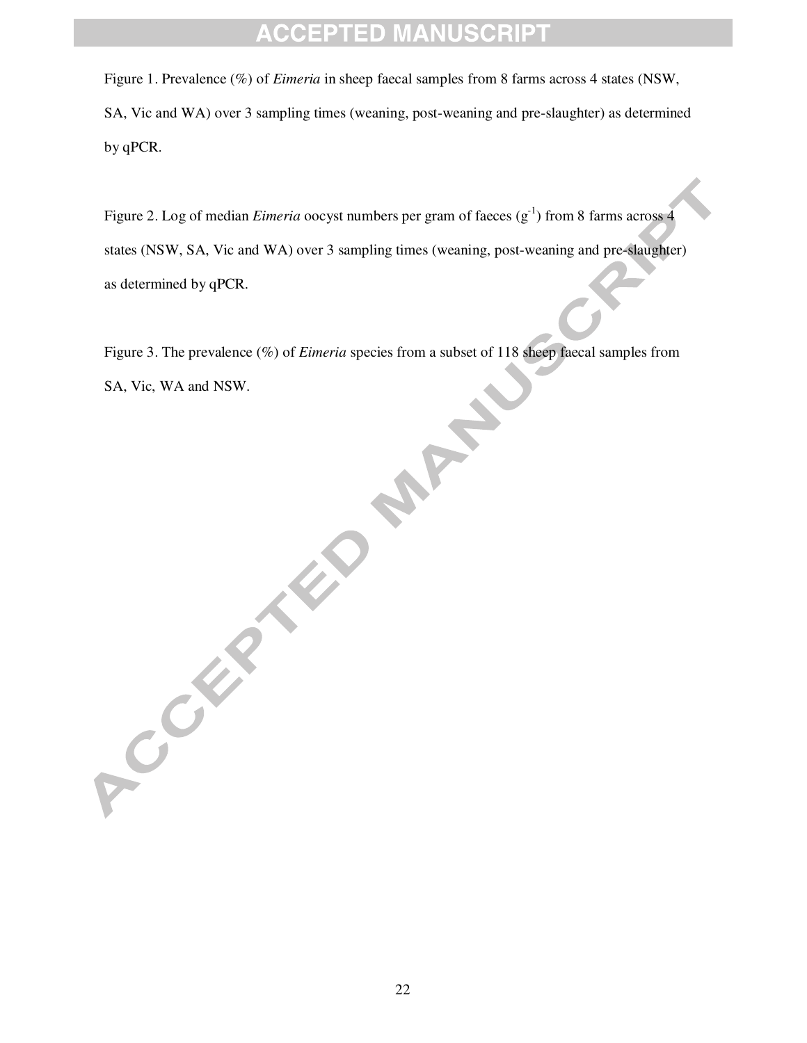Figure 1. Prevalence (%) of *Eimeria* in sheep faecal samples from 8 farms across 4 states (NSW, SA, Vic and WA) over 3 sampling times (weaning, post-weaning and pre-slaughter) as determined by qPCR.

Figure 2. Log of median *Eimeria* oocyst numbers per gram of faeces ($g^{-1}$) from 8 farms across 4 states (NSW, SA, Vic and WA) over 3 sampling times (weaning, post-weaning and pre-slaughter) as determined by qPCR.

Figure 3. The prevalence (%) of *Eimeria* species from a subset of 118 sheep faecal samples from SA, Vic, WA and NSW.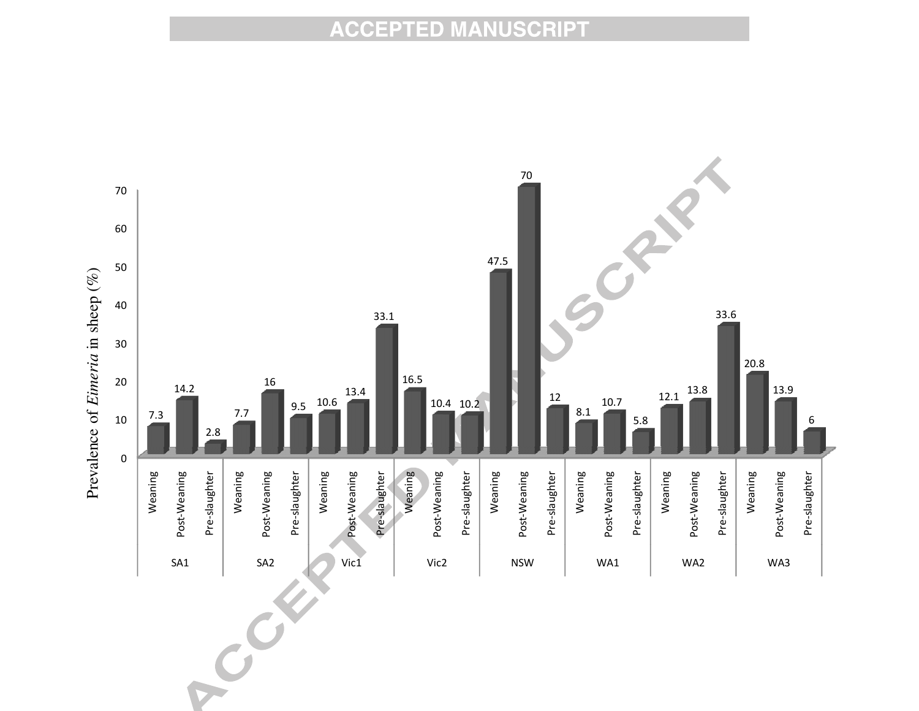Prevalence of *Eimeria* in sheep (%)

| Farm | Weaning | Post-Weaning | Pre-slaughter |
| --- | --- | --- | --- |
| SA1 | 7.3 | 14.2 | 2.8 |
| SA2 | 7.7 | 16 | 9.5 |
| Vic1 | 10.6 | 13.4 | 33.1 |
| Vic2 | 16.5 | 10.4 | 10.2 |
| NSW | 47.5 | 70 | 12 |
| WA1 | 8.1 | 10.7 | 5.8 |
| WA2 | 12.1 | 13.8 | 33.6 |
| WA3 | 20.8 | 13.9 | 6 |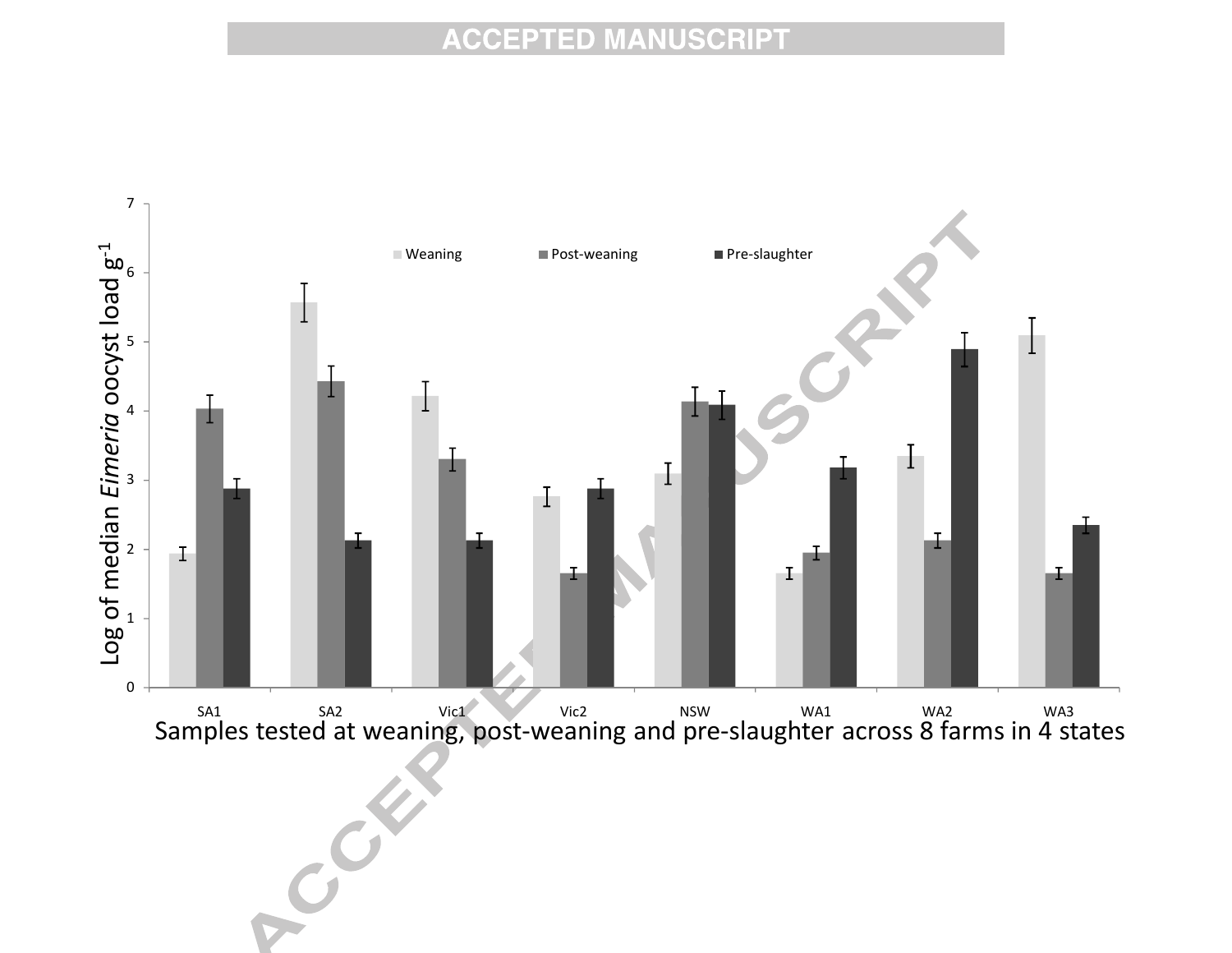Weaning Post-weaning Pre-slaughter

Log of median *Eimeria* oocyst load $g^{-1}$

0 1 2 3 4 5 6 7

SA1 SA2 Vic1 Vic2 NSW WA1 WA2 WA3

Samples tested at weaning, post-weaning and pre-slaughter across 8 farms in 4 states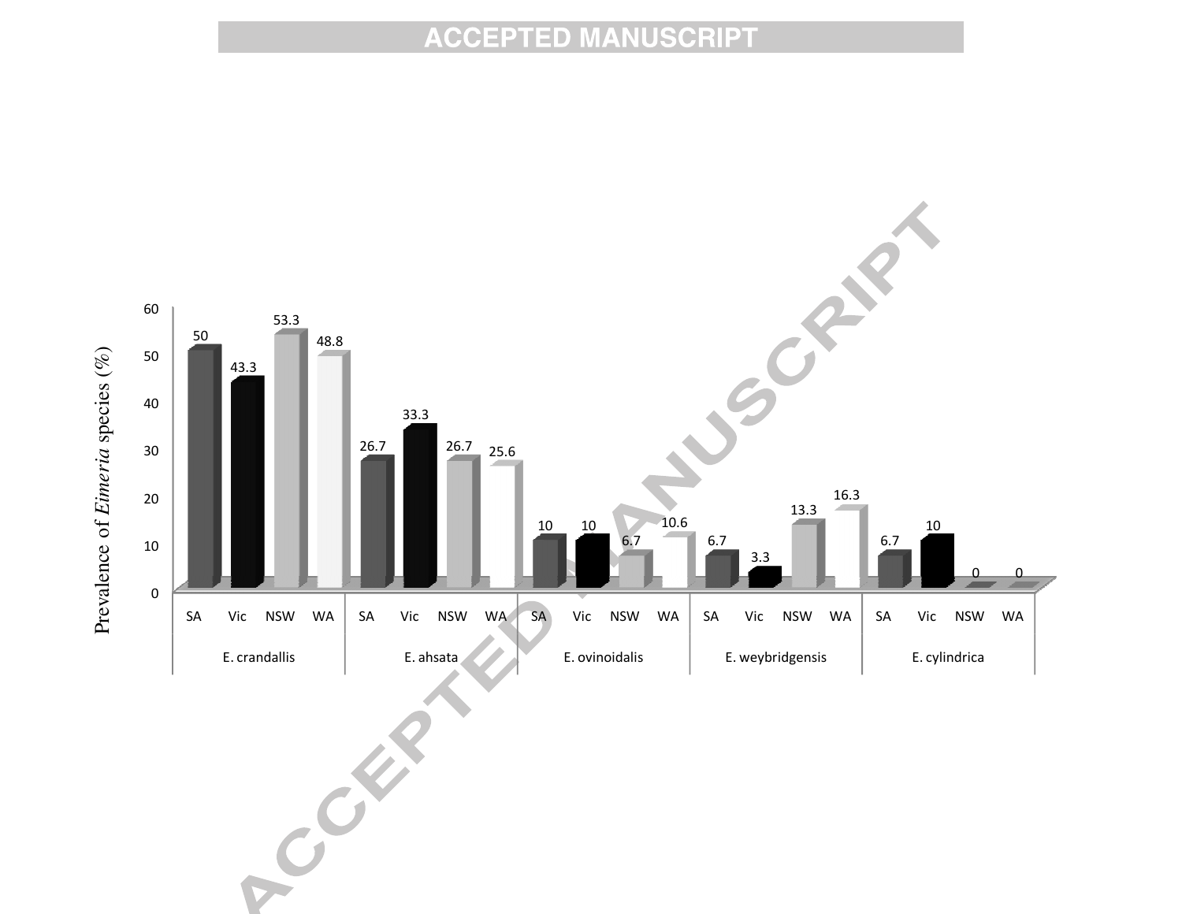| | SA | Vic | NSW | WA |
|---|---|---|---|---|
| E. crandallis | 50 | 43.3 | 53.3 | 48.8 |
| E. ahsata | 26.7 | 33.3 | 26.7 | 25.6 |
| E. ovinoidalis | 10 | 10 | 6.7 | 10.6 |
| E. weybridgensis | 6.7 | 3.3 | 13.3 | 16.3 |
| E. cylindrica | 6.7 | 10 | 0 | 0 |

Prevalence of *Eimeria* species (%)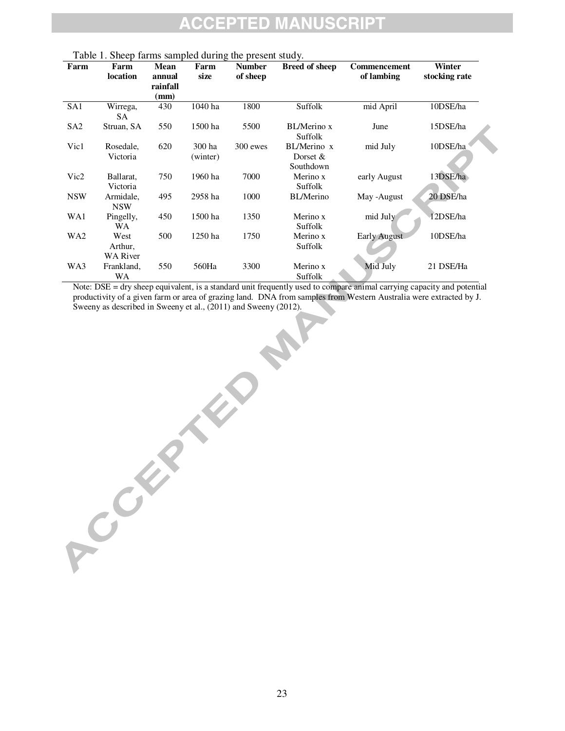Table 1. Sheep farms sampled during the present study.

| Farm | Farm location | Mean annual rainfall (mm) | Farm size | Number of sheep | Breed of sheep | Commencement of lambing | Winter stocking rate |
|---|---|---|---|---|---|---|---|
| SA1 | Wirrega, SA | 430 | 1040 ha | 1800 | Suffolk | mid April | 10DSE/ha |
| SA2 | Struan, SA | 550 | 1500 ha | 5500 | BL/Merino x Suffolk | June | 15DSE/ha |
| Vic1 | Rosedale, Victoria | 620 | 300 ha (winter) | 300 ewes | BL/Merino x Dorset & Southdown | mid July | 10DSE/ha |
| Vic2 | Ballarat, Victoria | 750 | 1960 ha | 7000 | Merino x Suffolk | early August | 13DSE/ha |
| NSW | Armidale, NSW | 495 | 2958 ha | 1000 | BL/Merino | May -August | 20 DSE/ha |
| WA1 | Pingelly, WA | 450 | 1500 ha | 1350 | Merino x Suffolk | mid July | 12DSE/ha |
| WA2 | West Arthur, WA River | 500 | 1250 ha | 1750 | Merino x Suffolk | Early August | 10DSE/ha |
| WA3 | Frankland, WA | 550 | 560Ha | 3300 | Merino x Suffolk | Mid July | 21 DSE/Ha |

Note: DSE = dry sheep equivalent, is a standard unit frequently used to compare animal carrying capacity and potential productivity of a given farm or area of grazing land. DNA from samples from Western Australia were extracted by J. Sweeny as described in Sweeny et al., (2011) and Sweeny (2012).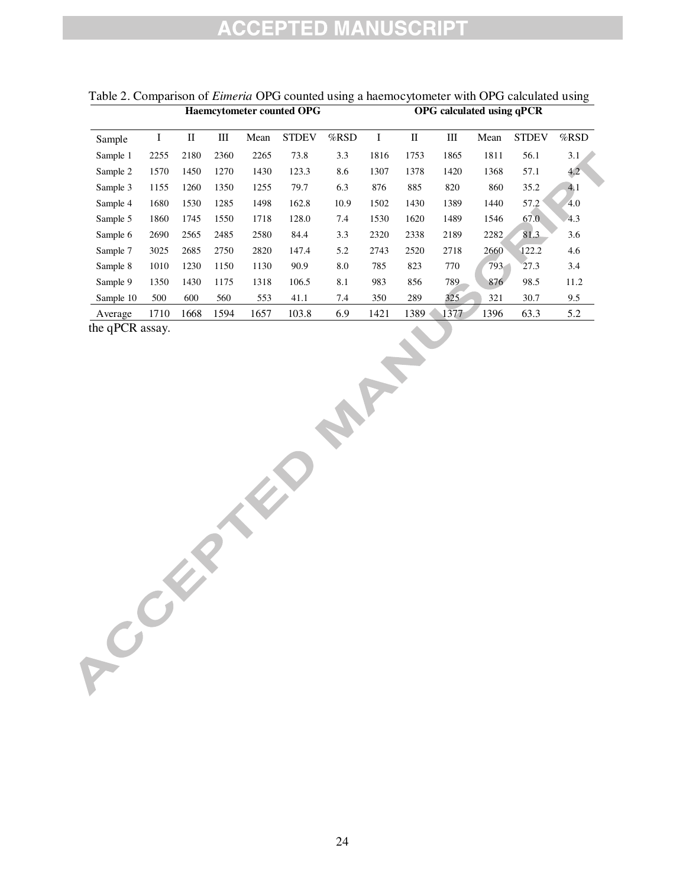Table 2. Comparison of *Eimeria* OPG counted using a haemocytometer with OPG calculated using the qPCR assay.

| | Haemcytometer counted OPG | | | | | | OPG calculated using qPCR | | | | | |
|---|---|---|---|---|---|---|---|---|---|---|---|---|
| Sample | I | II | III | Mean | STDEV | %RSD | I | II | III | Mean | STDEV | %RSD |
| Sample 1 | 2255 | 2180 | 2360 | 2265 | 73.8 | 3.3 | 1816 | 1753 | 1865 | 1811 | 56.1 | 3.1 |
| Sample 2 | 1570 | 1450 | 1270 | 1430 | 123.3 | 8.6 | 1307 | 1378 | 1420 | 1368 | 57.1 | 4.2 |
| Sample 3 | 1155 | 1260 | 1350 | 1255 | 79.7 | 6.3 | 876 | 885 | 820 | 860 | 35.2 | 4.1 |
| Sample 4 | 1680 | 1530 | 1285 | 1498 | 162.8 | 10.9 | 1502 | 1430 | 1389 | 1440 | 57.2 | 4.0 |
| Sample 5 | 1860 | 1745 | 1550 | 1718 | 128.0 | 7.4 | 1530 | 1620 | 1489 | 1546 | 67.0 | 4.3 |
| Sample 6 | 2690 | 2565 | 2485 | 2580 | 84.4 | 3.3 | 2320 | 2338 | 2189 | 2282 | 81.3 | 3.6 |
| Sample 7 | 3025 | 2685 | 2750 | 2820 | 147.4 | 5.2 | 2743 | 2520 | 2718 | 2660 | 122.2 | 4.6 |
| Sample 8 | 1010 | 1230 | 1150 | 1130 | 90.9 | 8.0 | 785 | 823 | 770 | 793 | 27.3 | 3.4 |
| Sample 9 | 1350 | 1430 | 1175 | 1318 | 106.5 | 8.1 | 983 | 856 | 789 | 876 | 98.5 | 11.2 |
| Sample 10 | 500 | 600 | 560 | 553 | 41.1 | 7.4 | 350 | 289 | 325 | 321 | 30.7 | 9.5 |
| Average | 1710 | 1668 | 1594 | 1657 | 103.8 | 6.9 | 1421 | 1389 | 1377 | 1396 | 63.3 | 5.2 |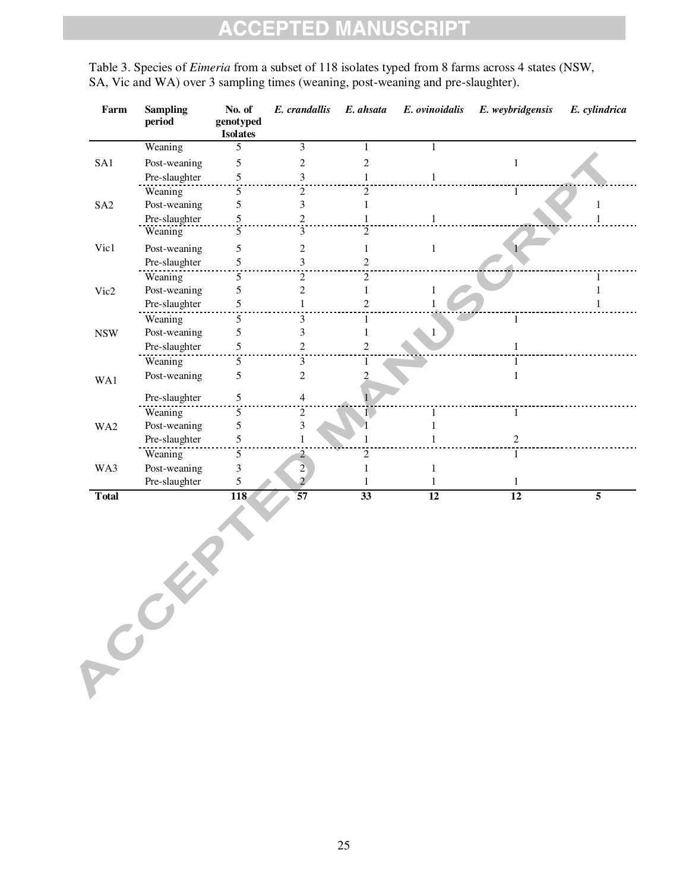Table 3. Species of *Eimeria* from a subset of 118 isolates typed from 8 farms across 4 states (NSW, SA, Vic and WA) over 3 sampling times (weaning, post-weaning and pre-slaughter).

| Farm | Sampling period | No. of genotyped Isolates | *E. crandallis* | *E. ahsata* | *E. ovinoidalis* | *E. weybridgensis* | *E. cylindrica* |
|---|---|---|---|---|---|---|---|
| SA1 | Weaning | 5 | 3 | 1 | 1 | | |
| | Post-weaning | 5 | 2 | 2 | | 1 | |
| | Pre-slaughter | 5 | 3 | 1 | 1 | | |
| SA2 | Weaning | 5 | 2 | 2 | | 1 | |
| | Post-weaning | 5 | 3 | 1 | | | 1 |
| | Pre-slaughter | 5 | 2 | 1 | 1 | | 1 |
| Vic1 | Weaning | 5 | 3 | 2 | | | |
| | Post-weaning | 5 | 2 | 1 | 1 | 1 | |
| | Pre-slaughter | 5 | 3 | 2 | | | |
| Vic2 | Weaning | 5 | 2 | 2 | | | 1 |
| | Post-weaning | 5 | 2 | 1 | 1 | | 1 |
| | Pre-slaughter | 5 | 1 | 2 | 1 | | 1 |
| NSW | Weaning | 5 | 3 | 1 | | 1 | |
| | Post-weaning | 5 | 3 | 1 | 1 | | |
| | Pre-slaughter | 5 | 2 | 2 | | 1 | |
| WA1 | Weaning | 5 | 3 | 1 | | 1 | |
| | Post-weaning | 5 | 2 | 2 | | 1 | |
| | Pre-slaughter | 5 | 4 | 1 | | | |
| WA2 | Weaning | 5 | 2 | 1 | 1 | 1 | |
| | Post-weaning | 5 | 3 | 1 | 1 | | |
| | Pre-slaughter | 5 | 1 | 1 | 1 | 2 | |
| WA3 | Weaning | 5 | 2 | 2 | | 1 | |
| | Post-weaning | 3 | 2 | 1 | 1 | | |
| | Pre-slaughter | 5 | 2 | 1 | 1 | 1 | |
| **Total** | | **118** | **57** | **33** | **12** | **12** | **5** |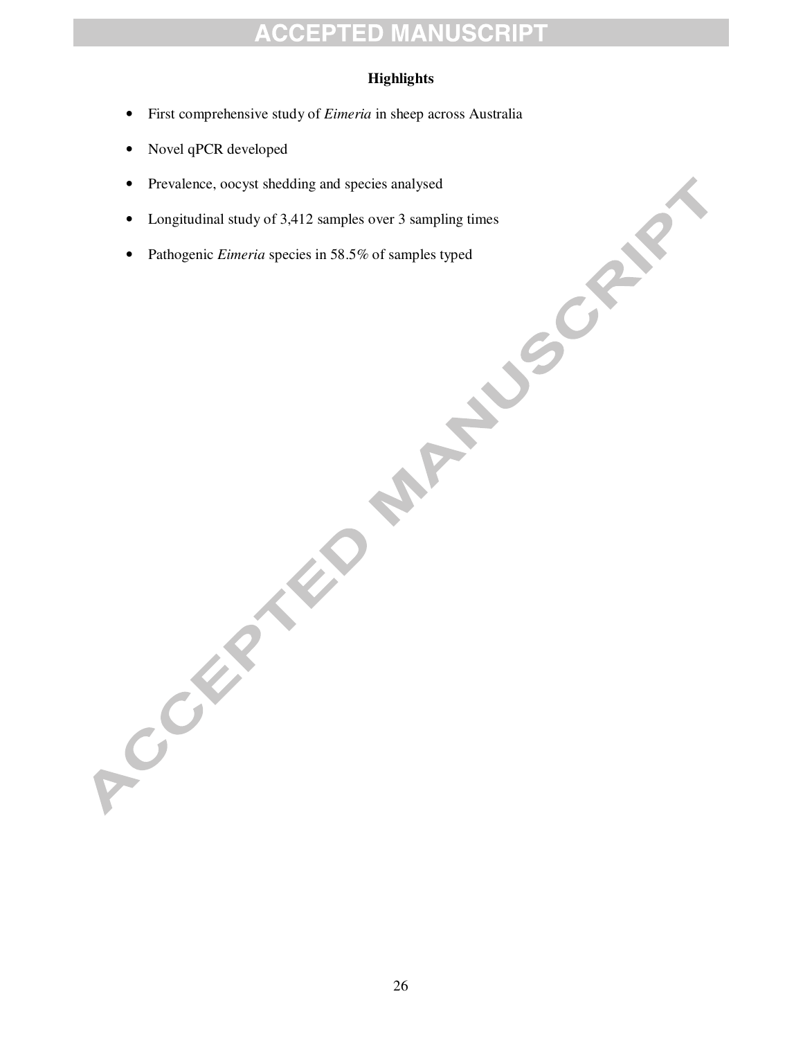## Highlights

- First comprehensive study of *Eimeria* in sheep across Australia
- Novel qPCR developed
- Prevalence, oocyst shedding and species analysed
- Longitudinal study of 3,412 samples over 3 sampling times
- Pathogenic *Eimeria* species in 58.5% of samples typed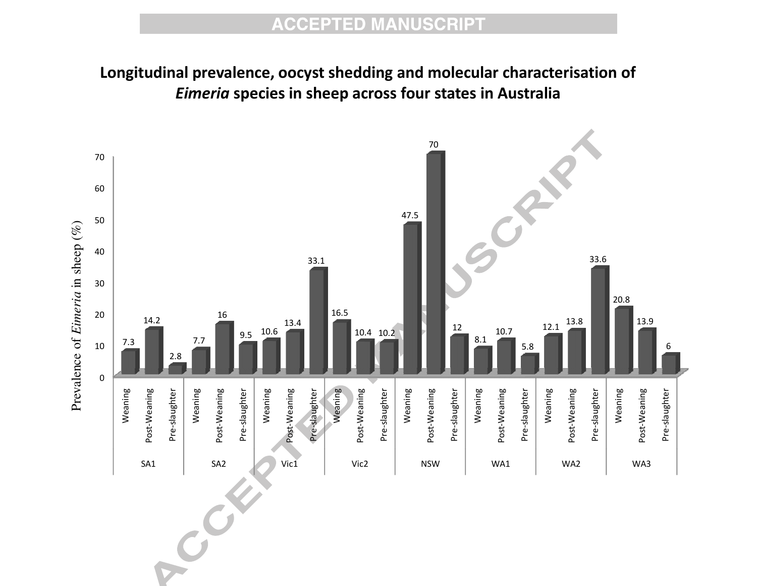ACCEPTED MANUSCRIPT

**Longitudinal prevalence, oocyst shedding and molecular characterisation of *Eimeria* species in sheep across four states in Australia**

Prevalence of *Eimeria* in sheep (%)

70
60
50
40
30
20
10
0

7.3 14.2 2.8 7.7 16 9.5 10.6 13.4 33.1 16.5 10.4 10.2 47.5 70 12 8.1 10.7 5.8 12.1 13.8 33.6 20.8 13.9 6

Weaning Post-Weaning Pre-slaughter

SA1 SA2 Vic1 Vic2 NSW WA1 WA2 WA3

ACCEPTED MANUSCRIPT